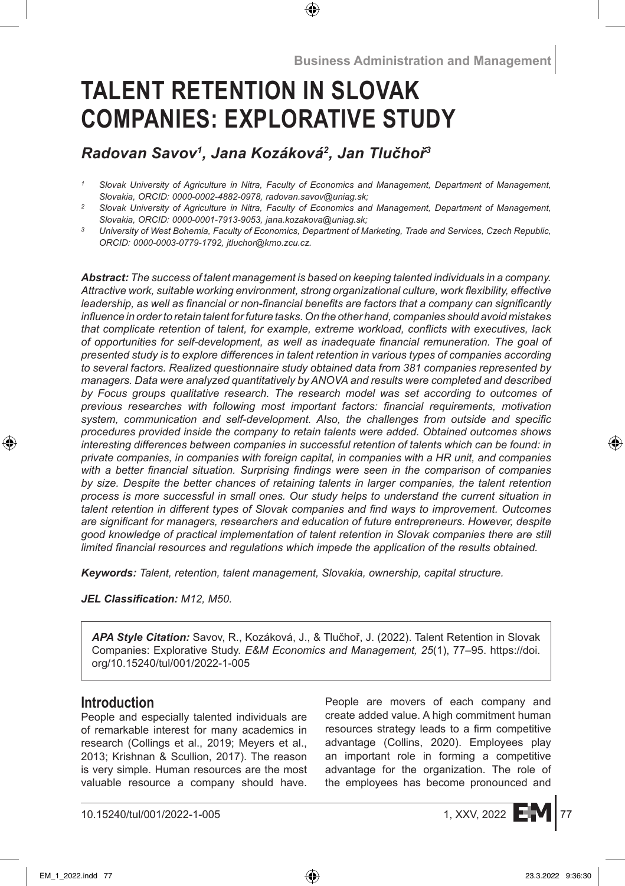# TALENT RETENTION IN SLOVAK COMPANIES: EXPLORATIVE STUDY

*Radovan Savov[1], Jana Kozáková[2], Jan Tlučhoř[3]*

[1] *Slovak University of Agriculture in Nitra, Faculty of Economics and Management, Department of Management, Slovakia, ORCID: 0000-0002-4882-0978, radovan.savov@uniag.sk;*

[2] *Slovak University of Agriculture in Nitra, Faculty of Economics and Management, Department of Management, Slovakia, ORCID: 0000-0001-7913-9053, jana.kozakova@uniag.sk;*

[3] *University of West Bohemia, Faculty of Economics, Department of Marketing, Trade and Services, Czech Republic, ORCID: 0000-0003-0779-1792, jtluchor@kmo.zcu.cz.*

***Abstract:*** *The success of talent management is based on keeping talented individuals in a company. Attractive work, suitable working environment, strong organizational culture, work flexibility, effective leadership, as well as financial or non-financial benefits are factors that a company can significantly influence in order to retain talent for future tasks. On the other hand, companies should avoid mistakes that complicate retention of talent, for example, extreme workload, conflicts with executives, lack of opportunities for self-development, as well as inadequate financial remuneration. The goal of presented study is to explore differences in talent retention in various types of companies according to several factors. Realized questionnaire study obtained data from 381 companies represented by managers. Data were analyzed quantitatively by ANOVA and results were completed and described by Focus groups qualitative research. The research model was set according to outcomes of previous researches with following most important factors: financial requirements, motivation system, communication and self-development. Also, the challenges from outside and specific procedures provided inside the company to retain talents were added. Obtained outcomes shows interesting differences between companies in successful retention of talents which can be found: in private companies, in companies with foreign capital, in companies with a HR unit, and companies with a better financial situation. Surprising findings were seen in the comparison of companies by size. Despite the better chances of retaining talents in larger companies, the talent retention process is more successful in small ones. Our study helps to understand the current situation in talent retention in different types of Slovak companies and find ways to improvement. Outcomes are significant for managers, researchers and education of future entrepreneurs. However, despite good knowledge of practical implementation of talent retention in Slovak companies there are still limited financial resources and regulations which impede the application of the results obtained.*

***Keywords:*** *Talent, retention, talent management, Slovakia, ownership, capital structure.*

***JEL Classification:*** *M12, M50.*

> ***APA Style Citation:*** Savov, R., Kozáková, J., & Tlučhoř, J. (2022). Talent Retention in Slovak Companies: Explorative Study. *E&M Economics and Management, 25*(1), 77–95. https://doi.org/10.15240/tul/001/2022-1-005

## Introduction

People and especially talented individuals are of remarkable interest for many academics in research (Collings et al., 2019; Meyers et al., 2013; Krishnan & Scullion, 2017). The reason is very simple. Human resources are the most valuable resource a company should have. People are movers of each company and create added value. A high commitment human resources strategy leads to a firm competitive advantage (Collins, 2020). Employees play an important role in forming a competitive advantage for the organization. The role of the employees has become pronounced and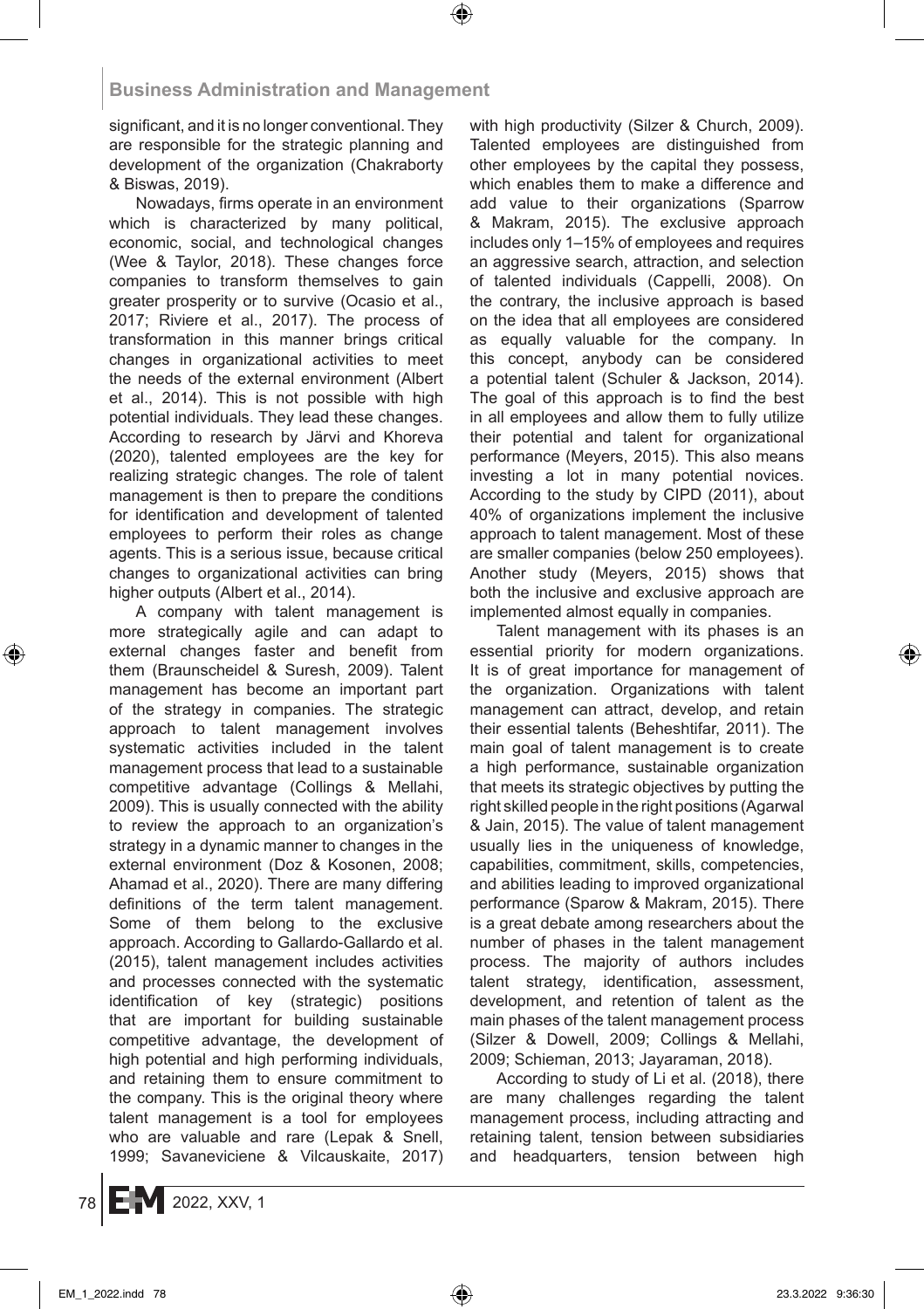significant, and it is no longer conventional. They are responsible for the strategic planning and development of the organization (Chakraborty & Biswas, 2019).

Nowadays, firms operate in an environment which is characterized by many political, economic, social, and technological changes (Wee & Taylor, 2018). These changes force companies to transform themselves to gain greater prosperity or to survive (Ocasio et al., 2017; Riviere et al., 2017). The process of transformation in this manner brings critical changes in organizational activities to meet the needs of the external environment (Albert et al., 2014). This is not possible with high potential individuals. They lead these changes. According to research by Järvi and Khoreva (2020), talented employees are the key for realizing strategic changes. The role of talent management is then to prepare the conditions for identification and development of talented employees to perform their roles as change agents. This is a serious issue, because critical changes to organizational activities can bring higher outputs (Albert et al., 2014).

A company with talent management is more strategically agile and can adapt to external changes faster and benefit from them (Braunscheidel & Suresh, 2009). Talent management has become an important part of the strategy in companies. The strategic approach to talent management involves systematic activities included in the talent management process that lead to a sustainable competitive advantage (Collings & Mellahi, 2009). This is usually connected with the ability to review the approach to an organization's strategy in a dynamic manner to changes in the external environment (Doz & Kosonen, 2008; Ahamad et al., 2020). There are many differing definitions of the term talent management. Some of them belong to the exclusive approach. According to Gallardo-Gallardo et al. (2015), talent management includes activities and processes connected with the systematic identification of key (strategic) positions that are important for building sustainable competitive advantage, the development of high potential and high performing individuals, and retaining them to ensure commitment to the company. This is the original theory where talent management is a tool for employees who are valuable and rare (Lepak & Snell, 1999; Savaneviciene & Vilcauskaite, 2017) with high productivity (Silzer & Church, 2009). Talented employees are distinguished from other employees by the capital they possess, which enables them to make a difference and add value to their organizations (Sparrow & Makram, 2015). The exclusive approach includes only 1–15% of employees and requires an aggressive search, attraction, and selection of talented individuals (Cappelli, 2008). On the contrary, the inclusive approach is based on the idea that all employees are considered as equally valuable for the company. In this concept, anybody can be considered a potential talent (Schuler & Jackson, 2014). The goal of this approach is to find the best in all employees and allow them to fully utilize their potential and talent for organizational performance (Meyers, 2015). This also means investing a lot in many potential novices. According to the study by CIPD (2011), about 40% of organizations implement the inclusive approach to talent management. Most of these are smaller companies (below 250 employees). Another study (Meyers, 2015) shows that both the inclusive and exclusive approach are implemented almost equally in companies.

Talent management with its phases is an essential priority for modern organizations. It is of great importance for management of the organization. Organizations with talent management can attract, develop, and retain their essential talents (Beheshtifar, 2011). The main goal of talent management is to create a high performance, sustainable organization that meets its strategic objectives by putting the right skilled people in the right positions (Agarwal & Jain, 2015). The value of talent management usually lies in the uniqueness of knowledge, capabilities, commitment, skills, competencies, and abilities leading to improved organizational performance (Sparow & Makram, 2015). There is a great debate among researchers about the number of phases in the talent management process. The majority of authors includes talent strategy, identification, assessment, development, and retention of talent as the main phases of the talent management process (Silzer & Dowell, 2009; Collings & Mellahi, 2009; Schieman, 2013; Jayaraman, 2018).

According to study of Li et al. (2018), there are many challenges regarding the talent management process, including attracting and retaining talent, tension between subsidiaries and headquarters, tension between high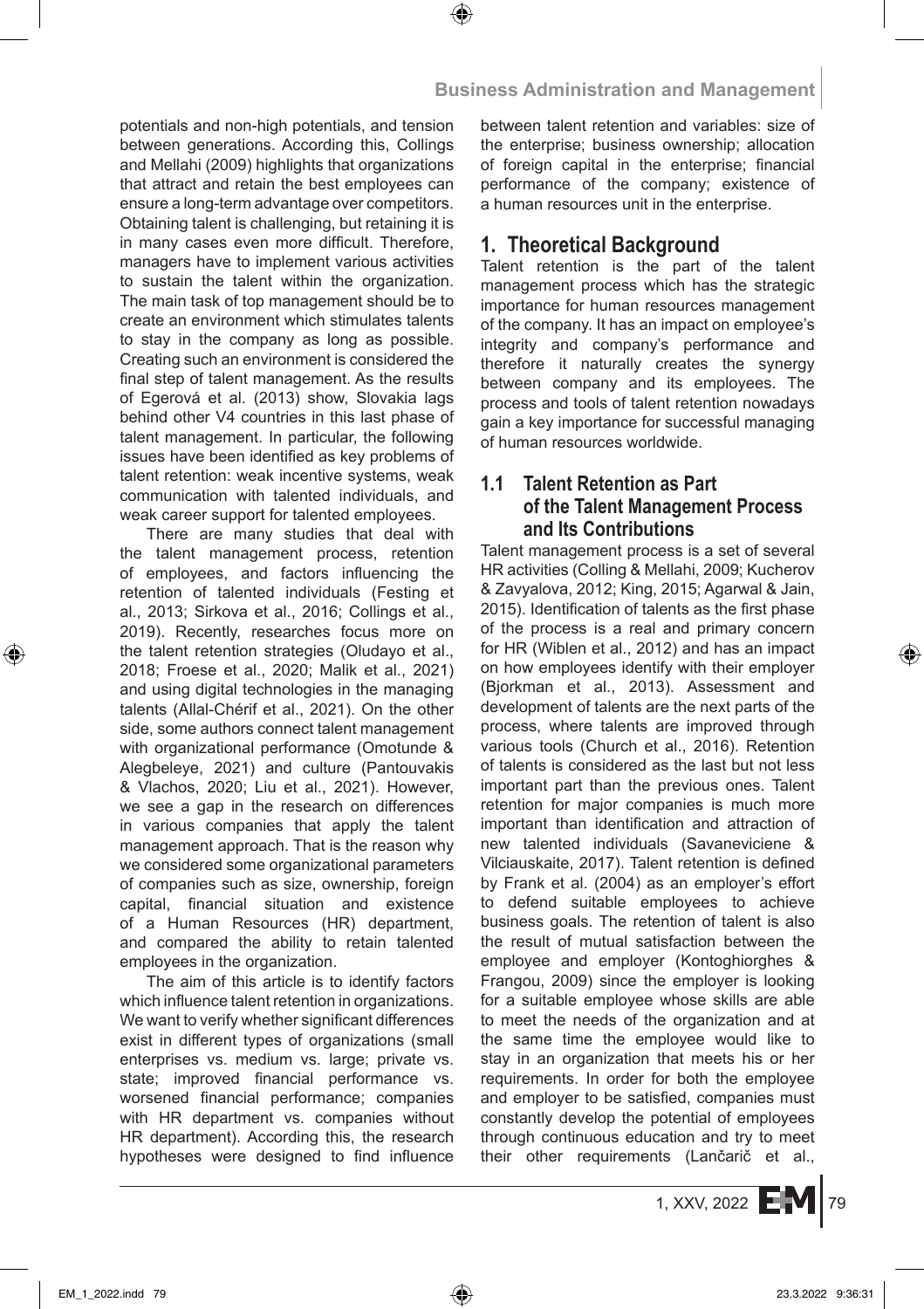potentials and non-high potentials, and tension between generations. According this, Collings and Mellahi (2009) highlights that organizations that attract and retain the best employees can ensure a long-term advantage over competitors. Obtaining talent is challenging, but retaining it is in many cases even more difficult. Therefore, managers have to implement various activities to sustain the talent within the organization. The main task of top management should be to create an environment which stimulates talents to stay in the company as long as possible. Creating such an environment is considered the final step of talent management. As the results of Egerová et al. (2013) show, Slovakia lags behind other V4 countries in this last phase of talent management. In particular, the following issues have been identified as key problems of talent retention: weak incentive systems, weak communication with talented individuals, and weak career support for talented employees.

There are many studies that deal with the talent management process, retention of employees, and factors influencing the retention of talented individuals (Festing et al., 2013; Sirkova et al., 2016; Collings et al., 2019). Recently, researches focus more on the talent retention strategies (Oludayo et al., 2018; Froese et al., 2020; Malik et al., 2021) and using digital technologies in the managing talents (Allal-Chérif et al., 2021). On the other side, some authors connect talent management with organizational performance (Omotunde & Alegbeleye, 2021) and culture (Pantouvakis & Vlachos, 2020; Liu et al., 2021). However, we see a gap in the research on differences in various companies that apply the talent management approach. That is the reason why we considered some organizational parameters of companies such as size, ownership, foreign capital, financial situation and existence of a Human Resources (HR) department, and compared the ability to retain talented employees in the organization.

The aim of this article is to identify factors which influence talent retention in organizations. We want to verify whether significant differences exist in different types of organizations (small enterprises vs. medium vs. large; private vs. state; improved financial performance vs. worsened financial performance; companies with HR department vs. companies without HR department). According this, the research hypotheses were designed to find influence between talent retention and variables: size of the enterprise; business ownership; allocation of foreign capital in the enterprise; financial performance of the company; existence of a human resources unit in the enterprise.

# 1. Theoretical Background

Talent retention is the part of the talent management process which has the strategic importance for human resources management of the company. It has an impact on employee's integrity and company's performance and therefore it naturally creates the synergy between company and its employees. The process and tools of talent retention nowadays gain a key importance for successful managing of human resources worldwide.

## 1.1 Talent Retention as Part of the Talent Management Process and Its Contributions

Talent management process is a set of several HR activities (Colling & Mellahi, 2009; Kucherov & Zavyalova, 2012; King, 2015; Agarwal & Jain, 2015). Identification of talents as the first phase of the process is a real and primary concern for HR (Wiblen et al., 2012) and has an impact on how employees identify with their employer (Bjorkman et al., 2013). Assessment and development of talents are the next parts of the process, where talents are improved through various tools (Church et al., 2016). Retention of talents is considered as the last but not less important part than the previous ones. Talent retention for major companies is much more important than identification and attraction of new talented individuals (Savaneviciene & Vilciauskaite, 2017). Talent retention is defined by Frank et al. (2004) as an employer's effort to defend suitable employees to achieve business goals. The retention of talent is also the result of mutual satisfaction between the employee and employer (Kontoghiorghes & Frangou, 2009) since the employer is looking for a suitable employee whose skills are able to meet the needs of the organization and at the same time the employee would like to stay in an organization that meets his or her requirements. In order for both the employee and employer to be satisfied, companies must constantly develop the potential of employees through continuous education and try to meet their other requirements (Lančarič et al.,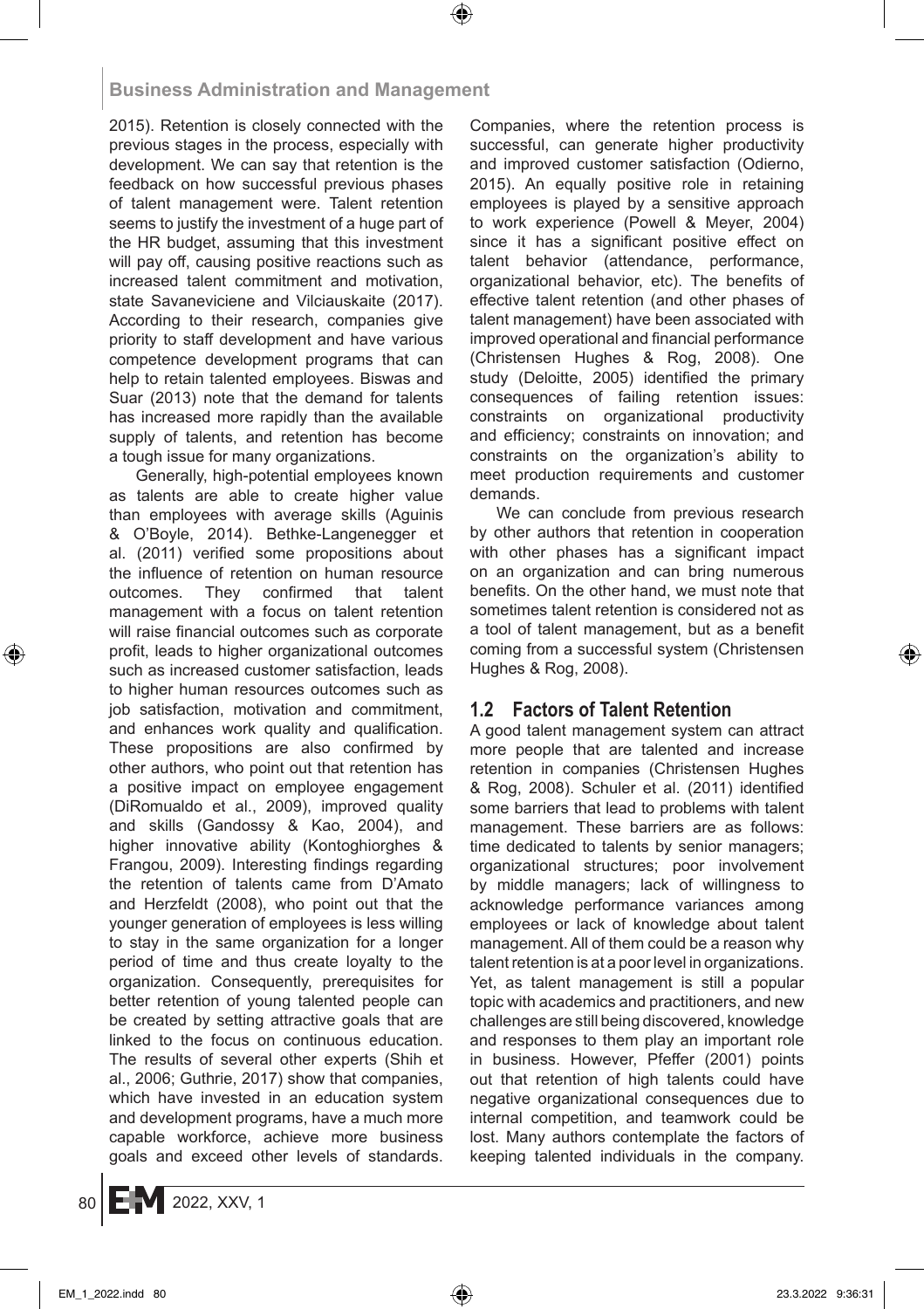2015). Retention is closely connected with the previous stages in the process, especially with development. We can say that retention is the feedback on how successful previous phases of talent management were. Talent retention seems to justify the investment of a huge part of the HR budget, assuming that this investment will pay off, causing positive reactions such as increased talent commitment and motivation, state Savaneviciene and Vilciauskaite (2017). According to their research, companies give priority to staff development and have various competence development programs that can help to retain talented employees. Biswas and Suar (2013) note that the demand for talents has increased more rapidly than the available supply of talents, and retention has become a tough issue for many organizations.

Generally, high-potential employees known as talents are able to create higher value than employees with average skills (Aguinis & O'Boyle, 2014). Bethke-Langenegger et al. (2011) verified some propositions about the influence of retention on human resource outcomes. They confirmed that talent management with a focus on talent retention will raise financial outcomes such as corporate profit, leads to higher organizational outcomes such as increased customer satisfaction, leads to higher human resources outcomes such as job satisfaction, motivation and commitment, and enhances work quality and qualification. These propositions are also confirmed by other authors, who point out that retention has a positive impact on employee engagement (DiRomualdo et al., 2009), improved quality and skills (Gandossy & Kao, 2004), and higher innovative ability (Kontoghiorghes & Frangou, 2009). Interesting findings regarding the retention of talents came from D'Amato and Herzfeldt (2008), who point out that the younger generation of employees is less willing to stay in the same organization for a longer period of time and thus create loyalty to the organization. Consequently, prerequisites for better retention of young talented people can be created by setting attractive goals that are linked to the focus on continuous education. The results of several other experts (Shih et al., 2006; Guthrie, 2017) show that companies, which have invested in an education system and development programs, have a much more capable workforce, achieve more business goals and exceed other levels of standards. Companies, where the retention process is successful, can generate higher productivity and improved customer satisfaction (Odierno, 2015). An equally positive role in retaining employees is played by a sensitive approach to work experience (Powell & Meyer, 2004) since it has a significant positive effect on talent behavior (attendance, performance, organizational behavior, etc). The benefits of effective talent retention (and other phases of talent management) have been associated with improved operational and financial performance (Christensen Hughes & Rog, 2008). One study (Deloitte, 2005) identified the primary consequences of failing retention issues: constraints on organizational productivity and efficiency; constraints on innovation; and constraints on the organization's ability to meet production requirements and customer demands.

We can conclude from previous research by other authors that retention in cooperation with other phases has a significant impact on an organization and can bring numerous benefits. On the other hand, we must note that sometimes talent retention is considered not as a tool of talent management, but as a benefit coming from a successful system (Christensen Hughes & Rog, 2008).

## 1.2 Factors of Talent Retention

A good talent management system can attract more people that are talented and increase retention in companies (Christensen Hughes & Rog, 2008). Schuler et al. (2011) identified some barriers that lead to problems with talent management. These barriers are as follows: time dedicated to talents by senior managers; organizational structures; poor involvement by middle managers; lack of willingness to acknowledge performance variances among employees or lack of knowledge about talent management. All of them could be a reason why talent retention is at a poor level in organizations. Yet, as talent management is still a popular topic with academics and practitioners, and new challenges are still being discovered, knowledge and responses to them play an important role in business. However, Pfeffer (2001) points out that retention of high talents could have negative organizational consequences due to internal competition, and teamwork could be lost. Many authors contemplate the factors of keeping talented individuals in the company.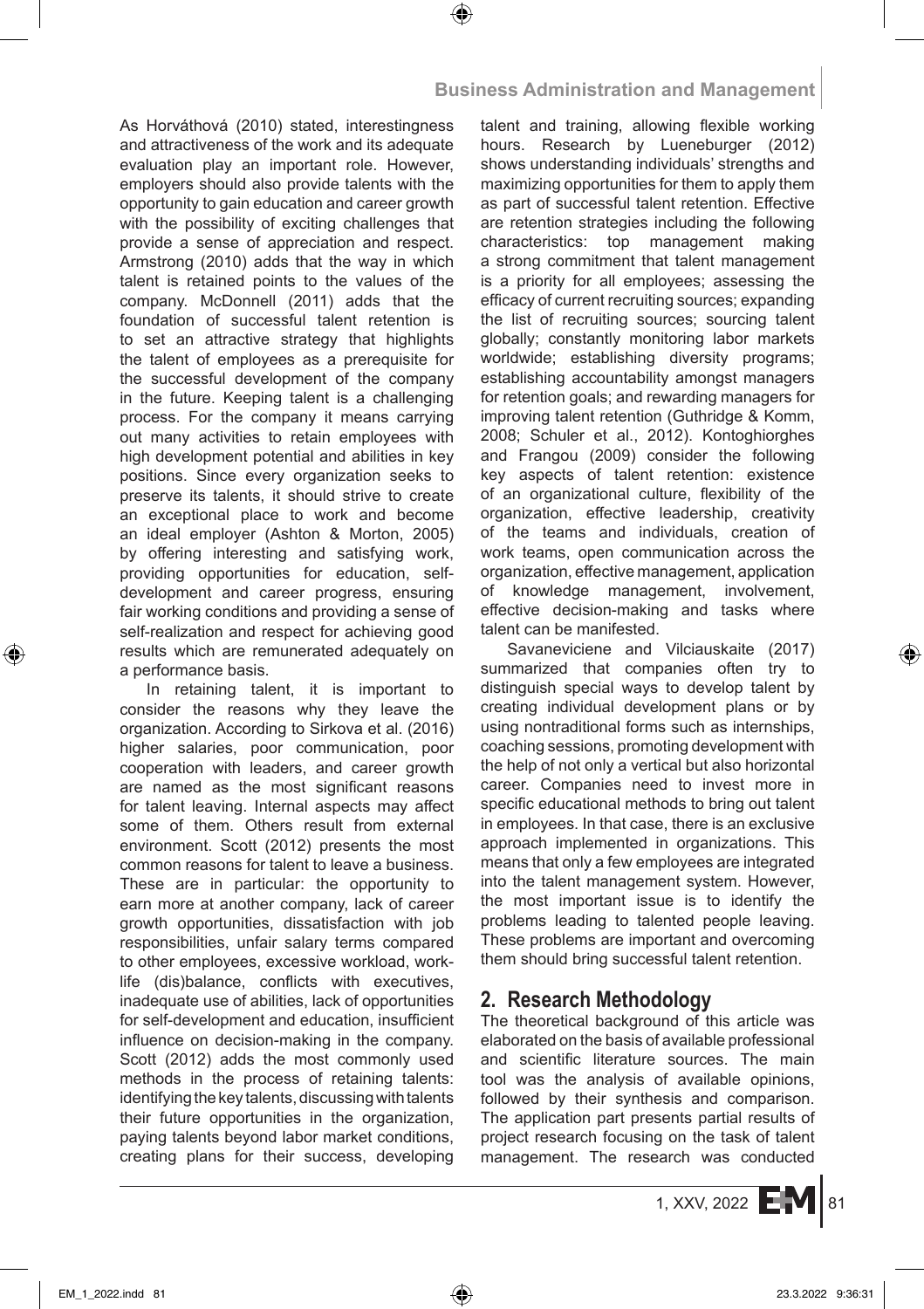As Horváthová (2010) stated, interestingness and attractiveness of the work and its adequate evaluation play an important role. However, employers should also provide talents with the opportunity to gain education and career growth with the possibility of exciting challenges that provide a sense of appreciation and respect. Armstrong (2010) adds that the way in which talent is retained points to the values of the company. McDonnell (2011) adds that the foundation of successful talent retention is to set an attractive strategy that highlights the talent of employees as a prerequisite for the successful development of the company in the future. Keeping talent is a challenging process. For the company it means carrying out many activities to retain employees with high development potential and abilities in key positions. Since every organization seeks to preserve its talents, it should strive to create an exceptional place to work and become an ideal employer (Ashton & Morton, 2005) by offering interesting and satisfying work, providing opportunities for education, self-development and career progress, ensuring fair working conditions and providing a sense of self-realization and respect for achieving good results which are remunerated adequately on a performance basis.

In retaining talent, it is important to consider the reasons why they leave the organization. According to Sirkova et al. (2016) higher salaries, poor communication, poor cooperation with leaders, and career growth are named as the most significant reasons for talent leaving. Internal aspects may affect some of them. Others result from external environment. Scott (2012) presents the most common reasons for talent to leave a business. These are in particular: the opportunity to earn more at another company, lack of career growth opportunities, dissatisfaction with job responsibilities, unfair salary terms compared to other employees, excessive workload, work-life (dis)balance, conflicts with executives, inadequate use of abilities, lack of opportunities for self-development and education, insufficient influence on decision-making in the company. Scott (2012) adds the most commonly used methods in the process of retaining talents: identifying the key talents, discussing with talents their future opportunities in the organization, paying talents beyond labor market conditions, creating plans for their success, developing talent and training, allowing flexible working hours. Research by Lueneburger (2012) shows understanding individuals' strengths and maximizing opportunities for them to apply them as part of successful talent retention. Effective are retention strategies including the following characteristics: top management making a strong commitment that talent management is a priority for all employees; assessing the efficacy of current recruiting sources; expanding the list of recruiting sources; sourcing talent globally; constantly monitoring labor markets worldwide; establishing diversity programs; establishing accountability amongst managers for retention goals; and rewarding managers for improving talent retention (Guthridge & Komm, 2008; Schuler et al., 2012). Kontoghiorghes and Frangou (2009) consider the following key aspects of talent retention: existence of an organizational culture, flexibility of the organization, effective leadership, creativity of the teams and individuals, creation of work teams, open communication across the organization, effective management, application of knowledge management, involvement, effective decision-making and tasks where talent can be manifested.

Savaneviciene and Vilciauskaite (2017) summarized that companies often try to distinguish special ways to develop talent by creating individual development plans or by using nontraditional forms such as internships, coaching sessions, promoting development with the help of not only a vertical but also horizontal career. Companies need to invest more in specific educational methods to bring out talent in employees. In that case, there is an exclusive approach implemented in organizations. This means that only a few employees are integrated into the talent management system. However, the most important issue is to identify the problems leading to talented people leaving. These problems are important and overcoming them should bring successful talent retention.

## 2. Research Methodology

The theoretical background of this article was elaborated on the basis of available professional and scientific literature sources. The main tool was the analysis of available opinions, followed by their synthesis and comparison. The application part presents partial results of project research focusing on the task of talent management. The research was conducted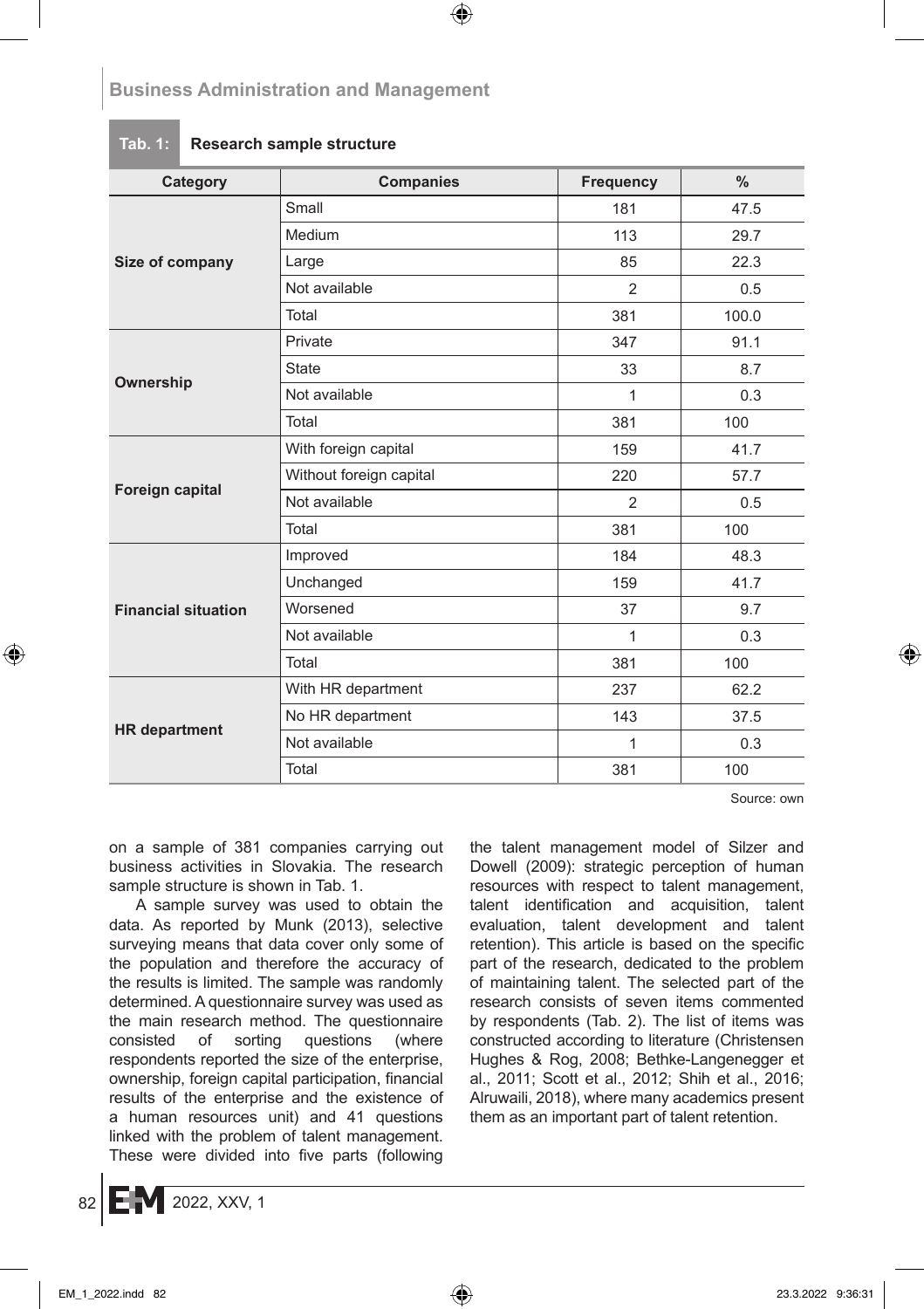**Tab. 1: Research sample structure**

| Category | Companies | Frequency | % |
|---|---|---|---|
| **Size of company** | Small | 181 | 47.5 |
| | Medium | 113 | 29.7 |
| | Large | 85 | 22.3 |
| | Not available | 2 | 0.5 |
| | Total | 381 | 100.0 |
| **Ownership** | Private | 347 | 91.1 |
| | State | 33 | 8.7 |
| | Not available | 1 | 0.3 |
| | Total | 381 | 100 |
| **Foreign capital** | With foreign capital | 159 | 41.7 |
| | Without foreign capital | 220 | 57.7 |
| | Not available | 2 | 0.5 |
| | Total | 381 | 100 |
| **Financial situation** | Improved | 184 | 48.3 |
| | Unchanged | 159 | 41.7 |
| | Worsened | 37 | 9.7 |
| | Not available | 1 | 0.3 |
| | Total | 381 | 100 |
| **HR department** | With HR department | 237 | 62.2 |
| | No HR department | 143 | 37.5 |
| | Not available | 1 | 0.3 |
| | Total | 381 | 100 |

Source: own

on a sample of 381 companies carrying out business activities in Slovakia. The research sample structure is shown in Tab. 1.

A sample survey was used to obtain the data. As reported by Munk (2013), selective surveying means that data cover only some of the population and therefore the accuracy of the results is limited. The sample was randomly determined. A questionnaire survey was used as the main research method. The questionnaire consisted of sorting questions (where respondents reported the size of the enterprise, ownership, foreign capital participation, financial results of the enterprise and the existence of a human resources unit) and 41 questions linked with the problem of talent management. These were divided into five parts (following the talent management model of Silzer and Dowell (2009): strategic perception of human resources with respect to talent management, talent identification and acquisition, talent evaluation, talent development and talent retention). This article is based on the specific part of the research, dedicated to the problem of maintaining talent. The selected part of the research consists of seven items commented by respondents (Tab. 2). The list of items was constructed according to literature (Christensen Hughes & Rog, 2008; Bethke-Langenegger et al., 2011; Scott et al., 2012; Shih et al., 2016; Alruwaili, 2018), where many academics present them as an important part of talent retention.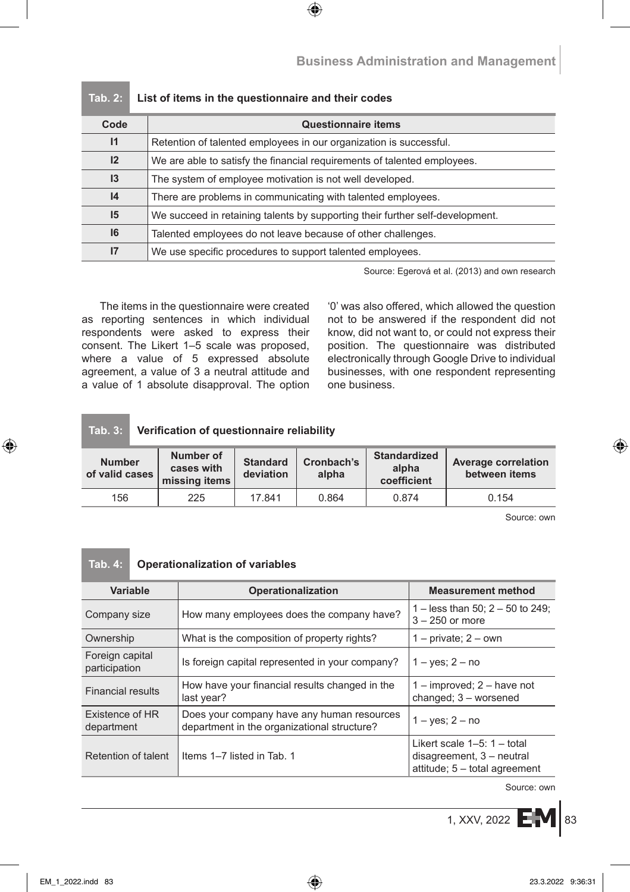**Tab. 2: List of items in the questionnaire and their codes**

| Code | Questionnaire items |
|---|---|
| I1 | Retention of talented employees in our organization is successful. |
| I2 | We are able to satisfy the financial requirements of talented employees. |
| I3 | The system of employee motivation is not well developed. |
| I4 | There are problems in communicating with talented employees. |
| I5 | We succeed in retaining talents by supporting their further self-development. |
| I6 | Talented employees do not leave because of other challenges. |
| I7 | We use specific procedures to support talented employees. |

Source: Egerová et al. (2013) and own research

The items in the questionnaire were created as reporting sentences in which individual respondents were asked to express their consent. The Likert 1–5 scale was proposed, where a value of 5 expressed absolute agreement, a value of 3 a neutral attitude and a value of 1 absolute disapproval. The option '0' was also offered, which allowed the question not to be answered if the respondent did not know, did not want to, or could not express their position. The questionnaire was distributed electronically through Google Drive to individual businesses, with one respondent representing one business.

**Tab. 3: Verification of questionnaire reliability**

| Number of valid cases | Number of cases with missing items | Standard deviation | Cronbach's alpha | Standardized alpha coefficient | Average correlation between items |
|---|---|---|---|---|---|
| 156 | 225 | 17.841 | 0.864 | 0.874 | 0.154 |

Source: own

**Tab. 4: Operationalization of variables**

| Variable | Operationalization | Measurement method |
|---|---|---|
| Company size | How many employees does the company have? | 1 – less than 50; 2 – 50 to 249; 3 – 250 or more |
| Ownership | What is the composition of property rights? | 1 – private; 2 – own |
| Foreign capital participation | Is foreign capital represented in your company? | 1 – yes; 2 – no |
| Financial results | How have your financial results changed in the last year? | 1 – improved; 2 – have not changed; 3 – worsened |
| Existence of HR department | Does your company have any human resources department in the organizational structure? | 1 – yes; 2 – no |
| Retention of talent | Items 1–7 listed in Tab. 1 | Likert scale 1–5: 1 – total disagreement, 3 – neutral attitude; 5 – total agreement |

Source: own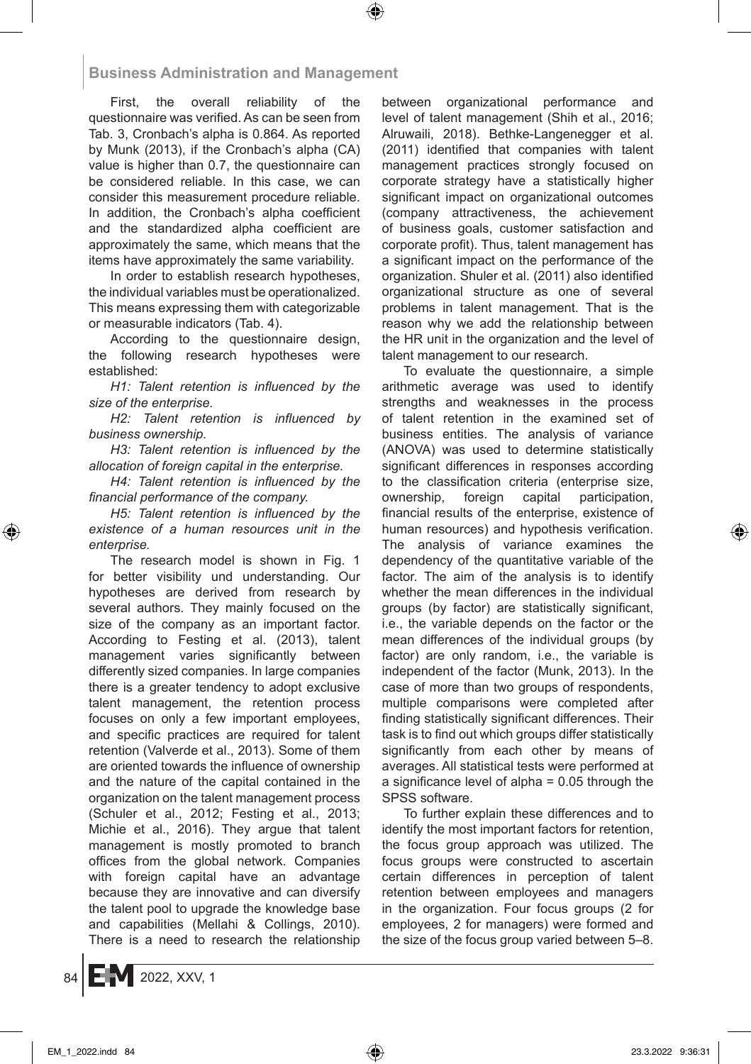First, the overall reliability of the questionnaire was verified. As can be seen from Tab. 3, Cronbach's alpha is 0.864. As reported by Munk (2013), if the Cronbach's alpha (CA) value is higher than 0.7, the questionnaire can be considered reliable. In this case, we can consider this measurement procedure reliable. In addition, the Cronbach's alpha coefficient and the standardized alpha coefficient are approximately the same, which means that the items have approximately the same variability.

In order to establish research hypotheses, the individual variables must be operationalized. This means expressing them with categorizable or measurable indicators (Tab. 4).

According to the questionnaire design, the following research hypotheses were established:

*H1: Talent retention is influenced by the size of the enterprise.*

*H2: Talent retention is influenced by business ownership.*

*H3: Talent retention is influenced by the allocation of foreign capital in the enterprise.*

*H4: Talent retention is influenced by the financial performance of the company.*

*H5: Talent retention is influenced by the existence of a human resources unit in the enterprise.*

The research model is shown in Fig. 1 for better visibility und understanding. Our hypotheses are derived from research by several authors. They mainly focused on the size of the company as an important factor. According to Festing et al. (2013), talent management varies significantly between differently sized companies. In large companies there is a greater tendency to adopt exclusive talent management, the retention process focuses on only a few important employees, and specific practices are required for talent retention (Valverde et al., 2013). Some of them are oriented towards the influence of ownership and the nature of the capital contained in the organization on the talent management process (Schuler et al., 2012; Festing et al., 2013; Michie et al., 2016). They argue that talent management is mostly promoted to branch offices from the global network. Companies with foreign capital have an advantage because they are innovative and can diversify the talent pool to upgrade the knowledge base and capabilities (Mellahi & Collings, 2010). There is a need to research the relationship between organizational performance and level of talent management (Shih et al., 2016; Alruwaili, 2018). Bethke-Langenegger et al. (2011) identified that companies with talent management practices strongly focused on corporate strategy have a statistically higher significant impact on organizational outcomes (company attractiveness, the achievement of business goals, customer satisfaction and corporate profit). Thus, talent management has a significant impact on the performance of the organization. Shuler et al. (2011) also identified organizational structure as one of several problems in talent management. That is the reason why we add the relationship between the HR unit in the organization and the level of talent management to our research.

To evaluate the questionnaire, a simple arithmetic average was used to identify strengths and weaknesses in the process of talent retention in the examined set of business entities. The analysis of variance (ANOVA) was used to determine statistically significant differences in responses according to the classification criteria (enterprise size, ownership, foreign capital participation, financial results of the enterprise, existence of human resources) and hypothesis verification. The analysis of variance examines the dependency of the quantitative variable of the factor. The aim of the analysis is to identify whether the mean differences in the individual groups (by factor) are statistically significant, i.e., the variable depends on the factor or the mean differences of the individual groups (by factor) are only random, i.e., the variable is independent of the factor (Munk, 2013). In the case of more than two groups of respondents, multiple comparisons were completed after finding statistically significant differences. Their task is to find out which groups differ statistically significantly from each other by means of averages. All statistical tests were performed at a significance level of alpha = 0.05 through the SPSS software.

To further explain these differences and to identify the most important factors for retention, the focus group approach was utilized. The focus groups were constructed to ascertain certain differences in perception of talent retention between employees and managers in the organization. Four focus groups (2 for employees, 2 for managers) were formed and the size of the focus group varied between 5–8.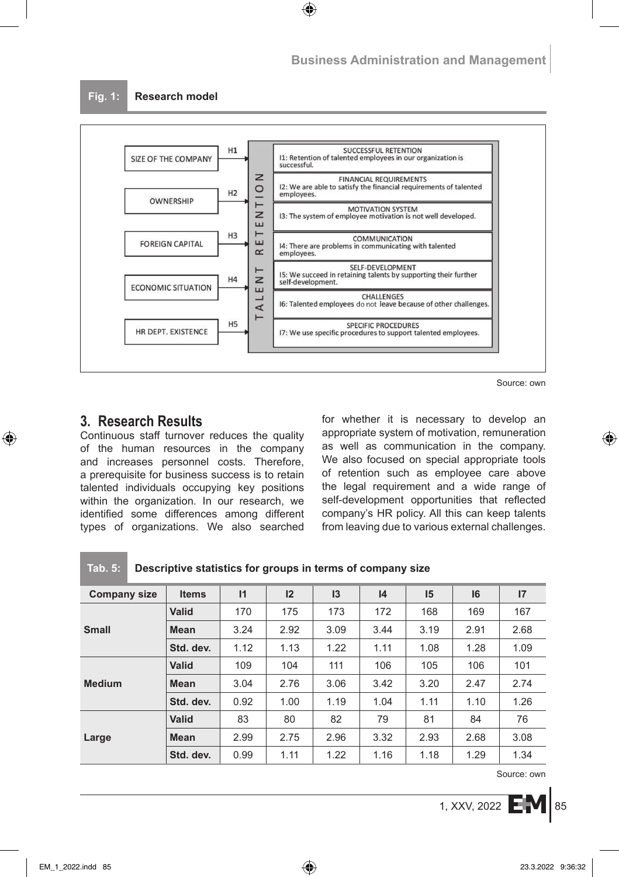**Fig. 1: Research model**

| | | |
|---|---|---|
| SIZE OF THE COMPANY | H1 | SUCCESSFUL RETENTION<br>I1: Retention of talented employees in our organization is successful. |
| OWNERSHIP | H2 | FINANCIAL REQUIREMENTS<br>I2: We are able to satisfy the financial requirements of talented employees. |
| FOREIGN CAPITAL | H3 | MOTIVATION SYSTEM<br>I3: The system of employee motivation is not well developed. |
| ECONOMIC SITUATION | H4 | COMMUNICATION<br>I4: There are problems in communicating with talented employees. |
| HR DEPT. EXISTENCE | H5 | SELF-DEVELOPMENT<br>I5: We succeed in retaining talents by supporting their further self-development. |
| | | CHALLENGES<br>I6: Talented employees do not leave because of other challenges. |
| | | SPECIFIC PROCEDURES<br>I7: We use specific procedures to support talented employees. |

TALENT RETENTION

Source: own

## 3. Research Results

Continuous staff turnover reduces the quality of the human resources in the company and increases personnel costs. Therefore, a prerequisite for business success is to retain talented individuals occupying key positions within the organization. In our research, we identified some differences among different types of organizations. We also searched for whether it is necessary to develop an appropriate system of motivation, remuneration as well as communication in the company. We also focused on special appropriate tools of retention such as employee care above the legal requirement and a wide range of self-development opportunities that reflected company's HR policy. All this can keep talents from leaving due to various external challenges.

**Tab. 5: Descriptive statistics for groups in terms of company size**

| Company size | Items | I1 | I2 | I3 | I4 | I5 | I6 | I7 |
|---|---|---|---|---|---|---|---|---|
| Small | Valid | 170 | 175 | 173 | 172 | 168 | 169 | 167 |
| | Mean | 3.24 | 2.92 | 3.09 | 3.44 | 3.19 | 2.91 | 2.68 |
| | Std. dev. | 1.12 | 1.13 | 1.22 | 1.11 | 1.08 | 1.28 | 1.09 |
| Medium | Valid | 109 | 104 | 111 | 106 | 105 | 106 | 101 |
| | Mean | 3.04 | 2.76 | 3.06 | 3.42 | 3.20 | 2.47 | 2.74 |
| | Std. dev. | 0.92 | 1.00 | 1.19 | 1.04 | 1.11 | 1.10 | 1.26 |
| Large | Valid | 83 | 80 | 82 | 79 | 81 | 84 | 76 |
| | Mean | 2.99 | 2.75 | 2.96 | 3.32 | 2.93 | 2.68 | 3.08 |
| | Std. dev. | 0.99 | 1.11 | 1.22 | 1.16 | 1.18 | 1.29 | 1.34 |

Source: own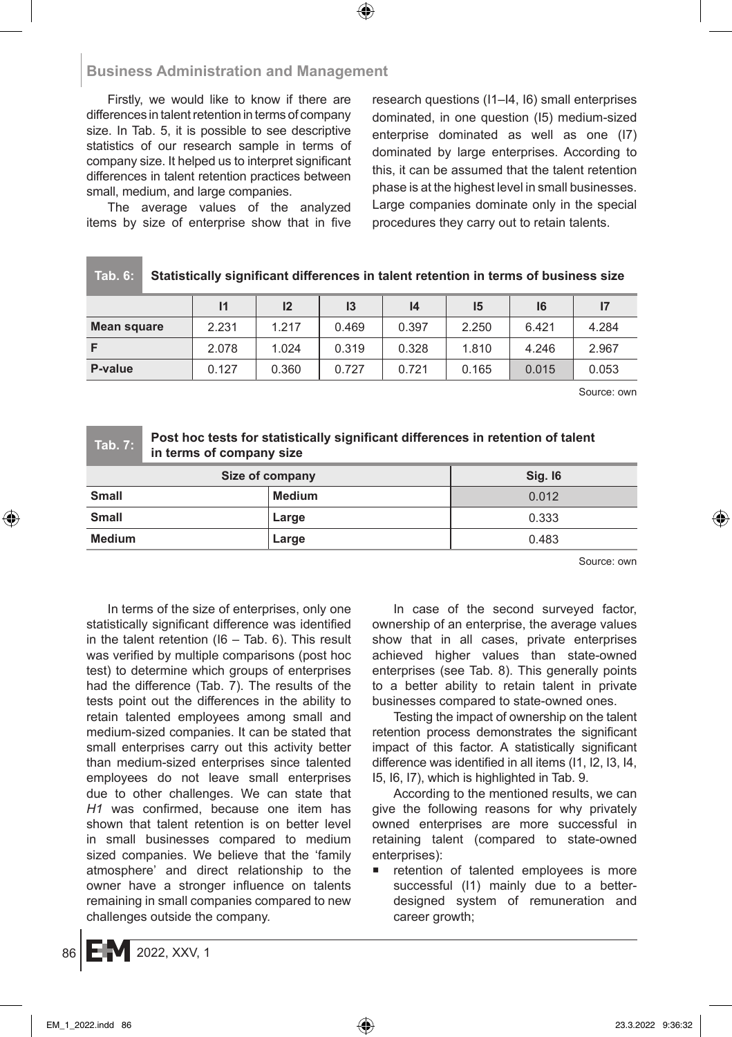Firstly, we would like to know if there are differences in talent retention in terms of company size. In Tab. 5, it is possible to see descriptive statistics of our research sample in terms of company size. It helped us to interpret significant differences in talent retention practices between small, medium, and large companies.

The average values of the analyzed items by size of enterprise show that in five research questions (I1–I4, I6) small enterprises dominated, in one question (I5) medium-sized enterprise dominated as well as one (I7) dominated by large enterprises. According to this, it can be assumed that the talent retention phase is at the highest level in small businesses. Large companies dominate only in the special procedures they carry out to retain talents.

**Tab. 6: Statistically significant differences in talent retention in terms of business size**

| | I1 | I2 | I3 | I4 | I5 | I6 | I7 |
|---|---|---|---|---|---|---|---|
| **Mean square** | 2.231 | 1.217 | 0.469 | 0.397 | 2.250 | 6.421 | 4.284 |
| **F** | 2.078 | 1.024 | 0.319 | 0.328 | 1.810 | 4.246 | 2.967 |
| **P-value** | 0.127 | 0.360 | 0.727 | 0.721 | 0.165 | 0.015 | 0.053 |

Source: own

**Tab. 7: Post hoc tests for statistically significant differences in retention of talent in terms of company size**

| Size of company | | Sig. I6 |
|---|---|---|
| **Small** | **Medium** | 0.012 |
| **Small** | **Large** | 0.333 |
| **Medium** | **Large** | 0.483 |

Source: own

In terms of the size of enterprises, only one statistically significant difference was identified in the talent retention (I6 – Tab. 6). This result was verified by multiple comparisons (post hoc test) to determine which groups of enterprises had the difference (Tab. 7). The results of the tests point out the differences in the ability to retain talented employees among small and medium-sized companies. It can be stated that small enterprises carry out this activity better than medium-sized enterprises since talented employees do not leave small enterprises due to other challenges. We can state that *H1* was confirmed, because one item has shown that talent retention is on better level in small businesses compared to medium sized companies. We believe that the 'family atmosphere' and direct relationship to the owner have a stronger influence on talents remaining in small companies compared to new challenges outside the company.

In case of the second surveyed factor, ownership of an enterprise, the average values show that in all cases, private enterprises achieved higher values than state-owned enterprises (see Tab. 8). This generally points to a better ability to retain talent in private businesses compared to state-owned ones.

Testing the impact of ownership on the talent retention process demonstrates the significant impact of this factor. A statistically significant difference was identified in all items (I1, I2, I3, I4, I5, I6, I7), which is highlighted in Tab. 9.

According to the mentioned results, we can give the following reasons for why privately owned enterprises are more successful in retaining talent (compared to state-owned enterprises):

- retention of talented employees is more successful (I1) mainly due to a better-designed system of remuneration and career growth;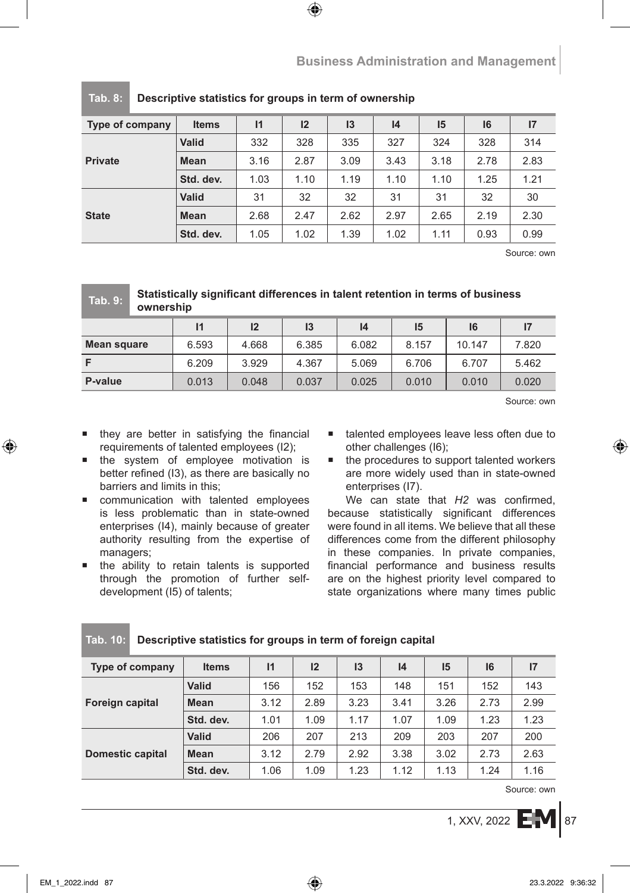**Tab. 8: Descriptive statistics for groups in term of ownership**

| Type of company | Items | I1 | I2 | I3 | I4 | I5 | I6 | I7 |
|---|---|---|---|---|---|---|---|---|
| Private | Valid | 332 | 328 | 335 | 327 | 324 | 328 | 314 |
| | Mean | 3.16 | 2.87 | 3.09 | 3.43 | 3.18 | 2.78 | 2.83 |
| | Std. dev. | 1.03 | 1.10 | 1.19 | 1.10 | 1.10 | 1.25 | 1.21 |
| State | Valid | 31 | 32 | 32 | 31 | 31 | 32 | 30 |
| | Mean | 2.68 | 2.47 | 2.62 | 2.97 | 2.65 | 2.19 | 2.30 |
| | Std. dev. | 1.05 | 1.02 | 1.39 | 1.02 | 1.11 | 0.93 | 0.99 |

Source: own

**Tab. 9: Statistically significant differences in talent retention in terms of business ownership**

| | I1 | I2 | I3 | I4 | I5 | I6 | I7 |
|---|---|---|---|---|---|---|---|
| Mean square | 6.593 | 4.668 | 6.385 | 6.082 | 8.157 | 10.147 | 7.820 |
| F | 6.209 | 3.929 | 4.367 | 5.069 | 6.706 | 6.707 | 5.462 |
| P-value | 0.013 | 0.048 | 0.037 | 0.025 | 0.010 | 0.010 | 0.020 |

Source: own

- they are better in satisfying the financial requirements of talented employees (I2);
- the system of employee motivation is better refined (I3), as there are basically no barriers and limits in this;
- communication with talented employees is less problematic than in state-owned enterprises (I4), mainly because of greater authority resulting from the expertise of managers;
- the ability to retain talents is supported through the promotion of further self-development (I5) of talents;
- talented employees leave less often due to other challenges (I6);
- the procedures to support talented workers are more widely used than in state-owned enterprises (I7).

We can state that *H2* was confirmed, because statistically significant differences were found in all items. We believe that all these differences come from the different philosophy in these companies. In private companies, financial performance and business results are on the highest priority level compared to state organizations where many times public

**Tab. 10: Descriptive statistics for groups in term of foreign capital**

| Type of company | Items | I1 | I2 | I3 | I4 | I5 | I6 | I7 |
|---|---|---|---|---|---|---|---|---|
| Foreign capital | Valid | 156 | 152 | 153 | 148 | 151 | 152 | 143 |
| | Mean | 3.12 | 2.89 | 3.23 | 3.41 | 3.26 | 2.73 | 2.99 |
| | Std. dev. | 1.01 | 1.09 | 1.17 | 1.07 | 1.09 | 1.23 | 1.23 |
| Domestic capital | Valid | 206 | 207 | 213 | 209 | 203 | 207 | 200 |
| | Mean | 3.12 | 2.79 | 2.92 | 3.38 | 3.02 | 2.73 | 2.63 |
| | Std. dev. | 1.06 | 1.09 | 1.23 | 1.12 | 1.13 | 1.24 | 1.16 |

Source: own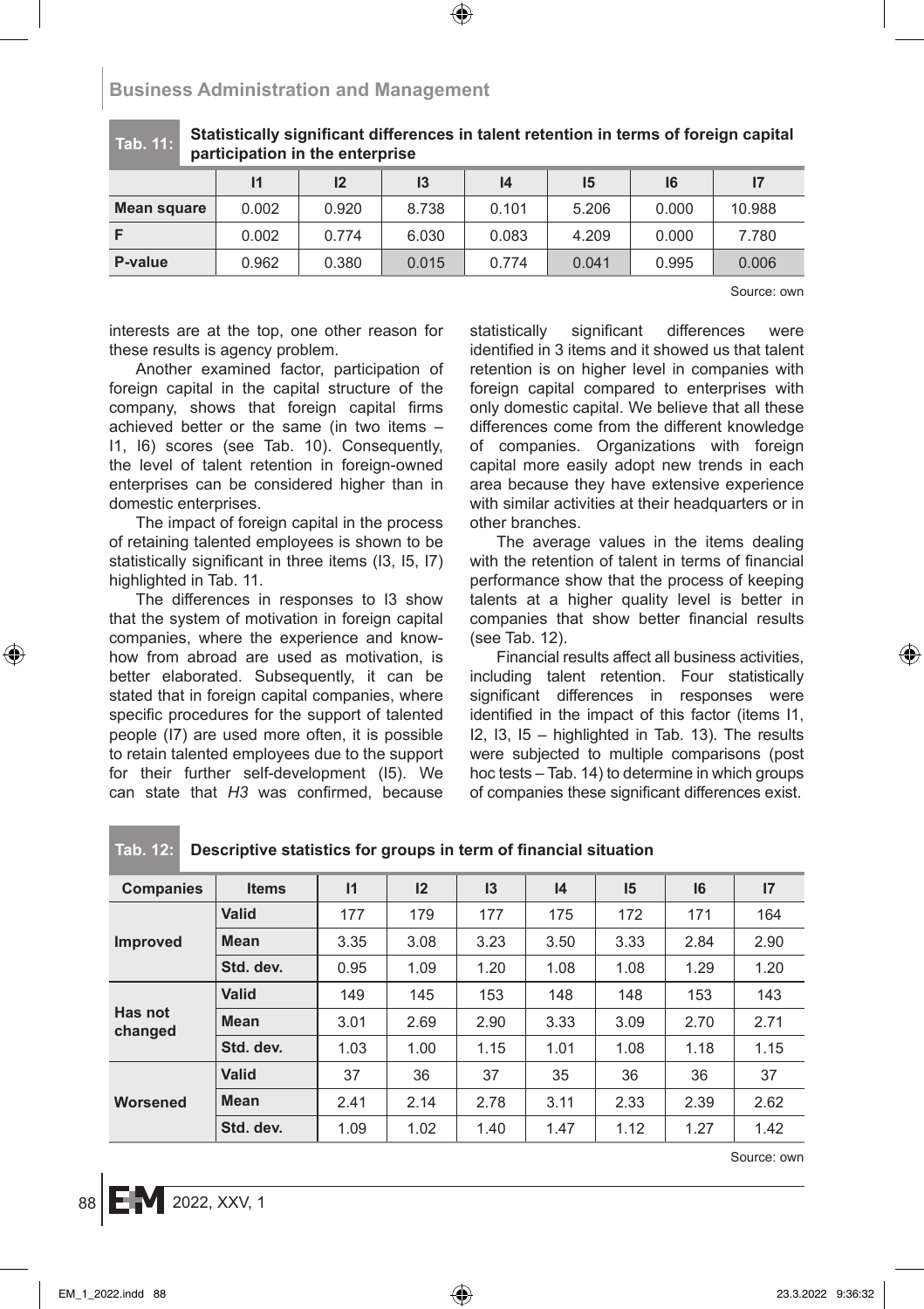**Tab. 11: Statistically significant differences in talent retention in terms of foreign capital participation in the enterprise**

| | I1 | I2 | I3 | I4 | I5 | I6 | I7 |
|---|---|---|---|---|---|---|---|
| **Mean square** | 0.002 | 0.920 | 8.738 | 0.101 | 5.206 | 0.000 | 10.988 |
| **F** | 0.002 | 0.774 | 6.030 | 0.083 | 4.209 | 0.000 | 7.780 |
| **P-value** | 0.962 | 0.380 | 0.015 | 0.774 | 0.041 | 0.995 | 0.006 |

Source: own

interests are at the top, one other reason for these results is agency problem.

Another examined factor, participation of foreign capital in the capital structure of the company, shows that foreign capital firms achieved better or the same (in two items – I1, I6) scores (see Tab. 10). Consequently, the level of talent retention in foreign-owned enterprises can be considered higher than in domestic enterprises.

The impact of foreign capital in the process of retaining talented employees is shown to be statistically significant in three items (I3, I5, I7) highlighted in Tab. 11.

The differences in responses to I3 show that the system of motivation in foreign capital companies, where the experience and know-how from abroad are used as motivation, is better elaborated. Subsequently, it can be stated that in foreign capital companies, where specific procedures for the support of talented people (I7) are used more often, it is possible to retain talented employees due to the support for their further self-development (I5). We can state that *H3* was confirmed, because statistically significant differences were identified in 3 items and it showed us that talent retention is on higher level in companies with foreign capital compared to enterprises with only domestic capital. We believe that all these differences come from the different knowledge of companies. Organizations with foreign capital more easily adopt new trends in each area because they have extensive experience with similar activities at their headquarters or in other branches.

The average values in the items dealing with the retention of talent in terms of financial performance show that the process of keeping talents at a higher quality level is better in companies that show better financial results (see Tab. 12).

Financial results affect all business activities, including talent retention. Four statistically significant differences in responses were identified in the impact of this factor (items I1, I2, I3, I5 – highlighted in Tab. 13). The results were subjected to multiple comparisons (post hoc tests – Tab. 14) to determine in which groups of companies these significant differences exist.

**Tab. 12: Descriptive statistics for groups in term of financial situation**

| Companies | Items | I1 | I2 | I3 | I4 | I5 | I6 | I7 |
|---|---|---|---|---|---|---|---|---|
| Improved | Valid | 177 | 179 | 177 | 175 | 172 | 171 | 164 |
| | Mean | 3.35 | 3.08 | 3.23 | 3.50 | 3.33 | 2.84 | 2.90 |
| | Std. dev. | 0.95 | 1.09 | 1.20 | 1.08 | 1.08 | 1.29 | 1.20 |
| Has not changed | Valid | 149 | 145 | 153 | 148 | 148 | 153 | 143 |
| | Mean | 3.01 | 2.69 | 2.90 | 3.33 | 3.09 | 2.70 | 2.71 |
| | Std. dev. | 1.03 | 1.00 | 1.15 | 1.01 | 1.08 | 1.18 | 1.15 |
| Worsened | Valid | 37 | 36 | 37 | 35 | 36 | 36 | 37 |
| | Mean | 2.41 | 2.14 | 2.78 | 3.11 | 2.33 | 2.39 | 2.62 |
| | Std. dev. | 1.09 | 1.02 | 1.40 | 1.47 | 1.12 | 1.27 | 1.42 |

Source: own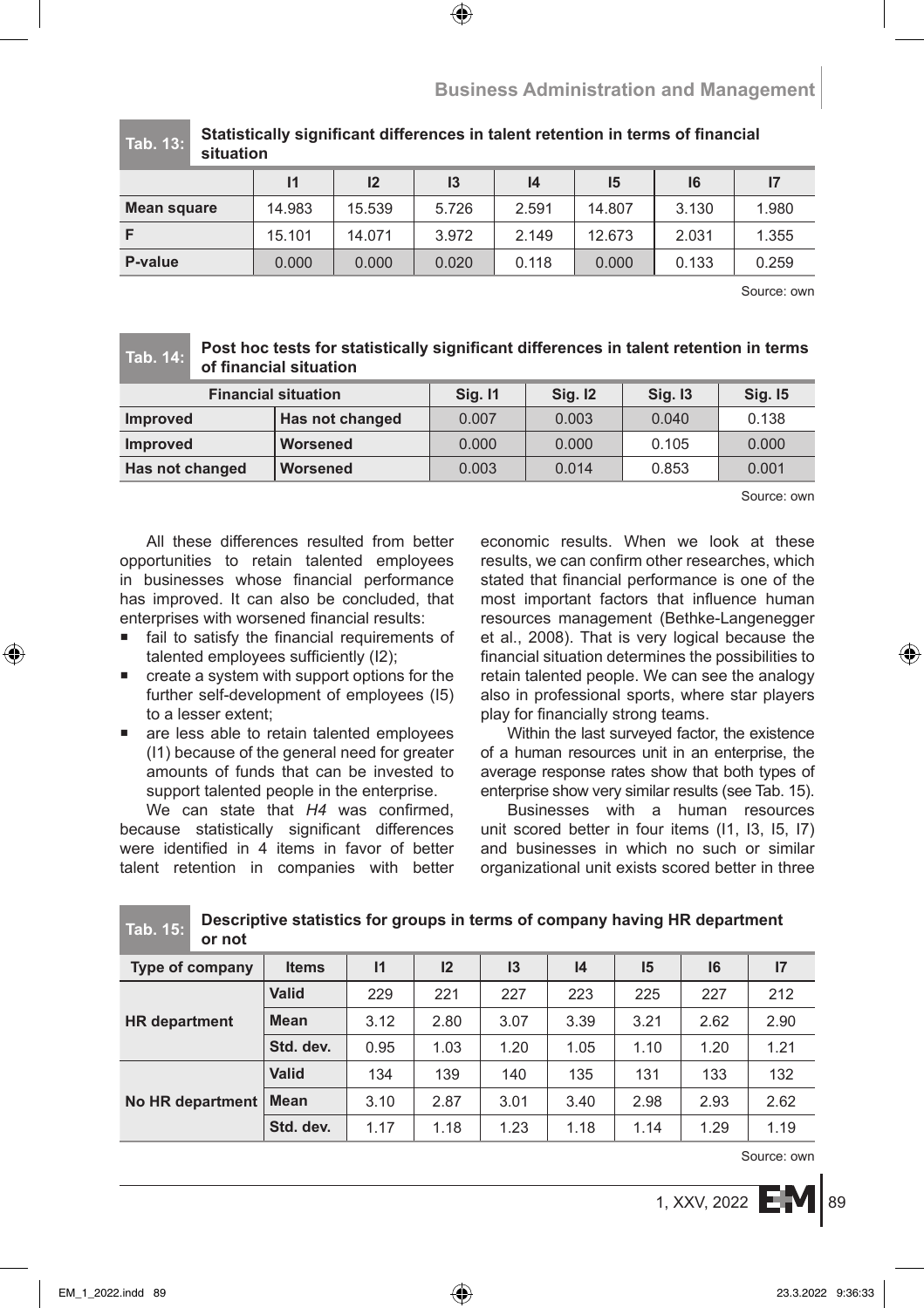**Tab. 13: Statistically significant differences in talent retention in terms of financial situation**

| | I1 | I2 | I3 | I4 | I5 | I6 | I7 |
|---|---|---|---|---|---|---|---|
| **Mean square** | 14.983 | 15.539 | 5.726 | 2.591 | 14.807 | 3.130 | 1.980 |
| **F** | 15.101 | 14.071 | 3.972 | 2.149 | 12.673 | 2.031 | 1.355 |
| **P-value** | 0.000 | 0.000 | 0.020 | 0.118 | 0.000 | 0.133 | 0.259 |

Source: own

**Tab. 14: Post hoc tests for statistically significant differences in talent retention in terms of financial situation**

| Financial situation | | Sig. I1 | Sig. I2 | Sig. I3 | Sig. I5 |
|---|---|---|---|---|---|
| **Improved** | **Has not changed** | 0.007 | 0.003 | 0.040 | 0.138 |
| **Improved** | **Worsened** | 0.000 | 0.000 | 0.105 | 0.000 |
| **Has not changed** | **Worsened** | 0.003 | 0.014 | 0.853 | 0.001 |

Source: own

All these differences resulted from better opportunities to retain talented employees in businesses whose financial performance has improved. It can also be concluded, that enterprises with worsened financial results:

- fail to satisfy the financial requirements of talented employees sufficiently (I2);
- create a system with support options for the further self-development of employees (I5) to a lesser extent;
- are less able to retain talented employees (I1) because of the general need for greater amounts of funds that can be invested to support talented people in the enterprise.

We can state that *H4* was confirmed, because statistically significant differences were identified in 4 items in favor of better talent retention in companies with better economic results. When we look at these results, we can confirm other researches, which stated that financial performance is one of the most important factors that influence human resources management (Bethke-Langenegger et al., 2008). That is very logical because the financial situation determines the possibilities to retain talented people. We can see the analogy also in professional sports, where star players play for financially strong teams.

Within the last surveyed factor, the existence of a human resources unit in an enterprise, the average response rates show that both types of enterprise show very similar results (see Tab. 15).

Businesses with a human resources unit scored better in four items (I1, I3, I5, I7) and businesses in which no such or similar organizational unit exists scored better in three

**Tab. 15: Descriptive statistics for groups in terms of company having HR department or not**

| Type of company | Items | I1 | I2 | I3 | I4 | I5 | I6 | I7 |
|---|---|---|---|---|---|---|---|---|
| **HR department** | **Valid** | 229 | 221 | 227 | 223 | 225 | 227 | 212 |
| | **Mean** | 3.12 | 2.80 | 3.07 | 3.39 | 3.21 | 2.62 | 2.90 |
| | **Std. dev.** | 0.95 | 1.03 | 1.20 | 1.05 | 1.10 | 1.20 | 1.21 |
| **No HR department** | **Valid** | 134 | 139 | 140 | 135 | 131 | 133 | 132 |
| | **Mean** | 3.10 | 2.87 | 3.01 | 3.40 | 2.98 | 2.93 | 2.62 |
| | **Std. dev.** | 1.17 | 1.18 | 1.23 | 1.18 | 1.14 | 1.29 | 1.19 |

Source: own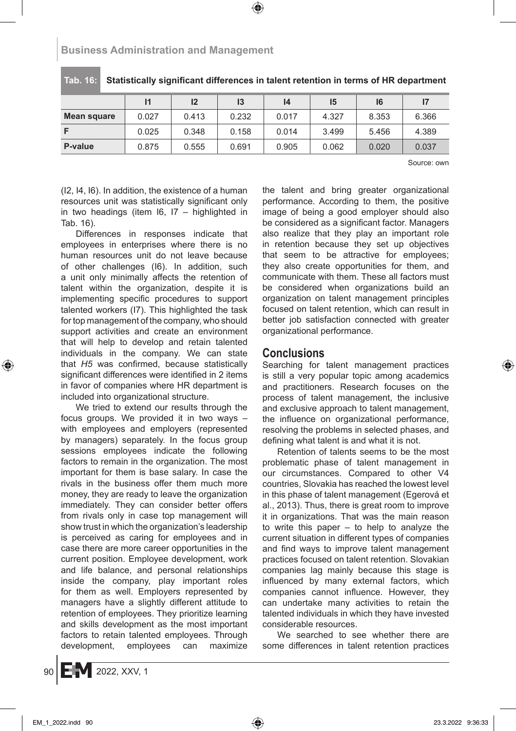**Tab. 16: Statistically significant differences in talent retention in terms of HR department**

| | I1 | I2 | I3 | I4 | I5 | I6 | I7 |
|---|---|---|---|---|---|---|---|
| **Mean square** | 0.027 | 0.413 | 0.232 | 0.017 | 4.327 | 8.353 | 6.366 |
| **F** | 0.025 | 0.348 | 0.158 | 0.014 | 3.499 | 5.456 | 4.389 |
| **P-value** | 0.875 | 0.555 | 0.691 | 0.905 | 0.062 | 0.020 | 0.037 |

Source: own

(I2, I4, I6). In addition, the existence of a human resources unit was statistically significant only in two headings (item I6, I7 – highlighted in Tab. 16).

Differences in responses indicate that employees in enterprises where there is no human resources unit do not leave because of other challenges (I6). In addition, such a unit only minimally affects the retention of talent within the organization, despite it is implementing specific procedures to support talented workers (I7). This highlighted the task for top management of the company, who should support activities and create an environment that will help to develop and retain talented individuals in the company. We can state that *H5* was confirmed, because statistically significant differences were identified in 2 items in favor of companies where HR department is included into organizational structure.

We tried to extend our results through the focus groups. We provided it in two ways – with employees and employers (represented by managers) separately. In the focus group sessions employees indicate the following factors to remain in the organization. The most important for them is base salary. In case the rivals in the business offer them much more money, they are ready to leave the organization immediately. They can consider better offers from rivals only in case top management will show trust in which the organization's leadership is perceived as caring for employees and in case there are more career opportunities in the current position. Employee development, work and life balance, and personal relationships inside the company, play important roles for them as well. Employers represented by managers have a slightly different attitude to retention of employees. They prioritize learning and skills development as the most important factors to retain talented employees. Through development, employees can maximize the talent and bring greater organizational performance. According to them, the positive image of being a good employer should also be considered as a significant factor. Managers also realize that they play an important role in retention because they set up objectives that seem to be attractive for employees; they also create opportunities for them, and communicate with them. These all factors must be considered when organizations build an organization on talent management principles focused on talent retention, which can result in better job satisfaction connected with greater organizational performance.

## Conclusions

Searching for talent management practices is still a very popular topic among academics and practitioners. Research focuses on the process of talent management, the inclusive and exclusive approach to talent management, the influence on organizational performance, resolving the problems in selected phases, and defining what talent is and what it is not.

Retention of talents seems to be the most problematic phase of talent management in our circumstances. Compared to other V4 countries, Slovakia has reached the lowest level in this phase of talent management (Egerová et al., 2013). Thus, there is great room to improve it in organizations. That was the main reason to write this paper – to help to analyze the current situation in different types of companies and find ways to improve talent management practices focused on talent retention. Slovakian companies lag mainly because this stage is influenced by many external factors, which companies cannot influence. However, they can undertake many activities to retain the talented individuals in which they have invested considerable resources.

We searched to see whether there are some differences in talent retention practices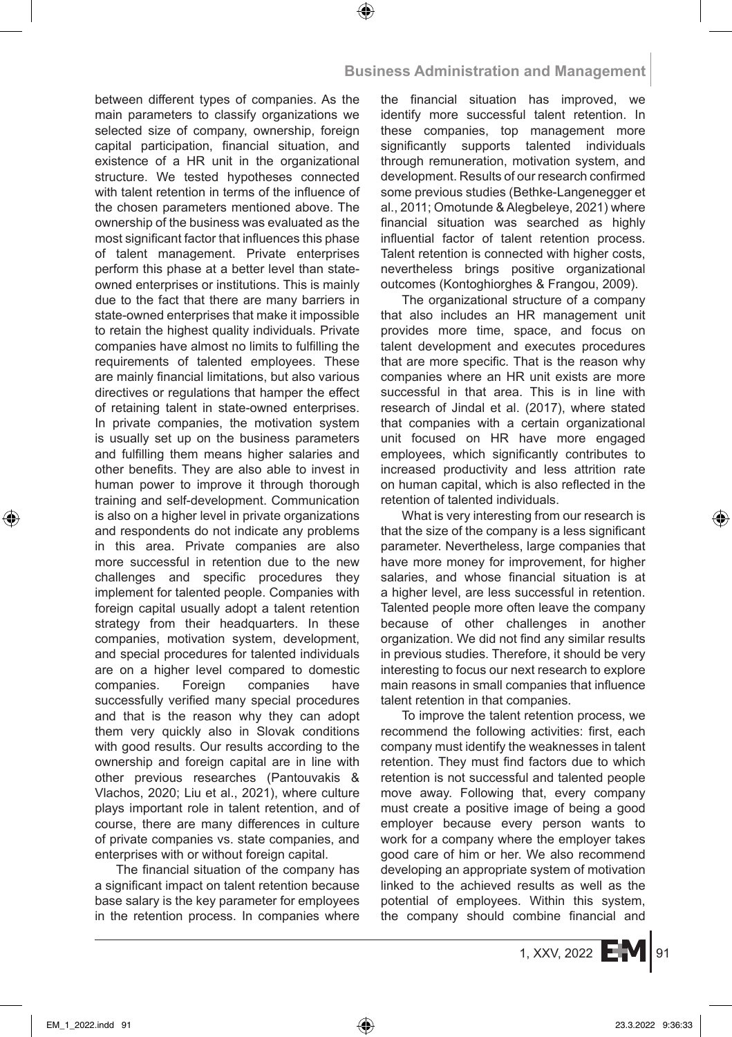between different types of companies. As the main parameters to classify organizations we selected size of company, ownership, foreign capital participation, financial situation, and existence of a HR unit in the organizational structure. We tested hypotheses connected with talent retention in terms of the influence of the chosen parameters mentioned above. The ownership of the business was evaluated as the most significant factor that influences this phase of talent management. Private enterprises perform this phase at a better level than state-owned enterprises or institutions. This is mainly due to the fact that there are many barriers in state-owned enterprises that make it impossible to retain the highest quality individuals. Private companies have almost no limits to fulfilling the requirements of talented employees. These are mainly financial limitations, but also various directives or regulations that hamper the effect of retaining talent in state-owned enterprises. In private companies, the motivation system is usually set up on the business parameters and fulfilling them means higher salaries and other benefits. They are also able to invest in human power to improve it through thorough training and self-development. Communication is also on a higher level in private organizations and respondents do not indicate any problems in this area. Private companies are also more successful in retention due to the new challenges and specific procedures they implement for talented people. Companies with foreign capital usually adopt a talent retention strategy from their headquarters. In these companies, motivation system, development, and special procedures for talented individuals are on a higher level compared to domestic companies. Foreign companies have successfully verified many special procedures and that is the reason why they can adopt them very quickly also in Slovak conditions with good results. Our results according to the ownership and foreign capital are in line with other previous researches (Pantouvakis & Vlachos, 2020; Liu et al., 2021), where culture plays important role in talent retention, and of course, there are many differences in culture of private companies vs. state companies, and enterprises with or without foreign capital.

The financial situation of the company has a significant impact on talent retention because base salary is the key parameter for employees in the retention process. In companies where the financial situation has improved, we identify more successful talent retention. In these companies, top management more significantly supports talented individuals through remuneration, motivation system, and development. Results of our research confirmed some previous studies (Bethke-Langenegger et al., 2011; Omotunde & Alegbeleye, 2021) where financial situation was searched as highly influential factor of talent retention process. Talent retention is connected with higher costs, nevertheless brings positive organizational outcomes (Kontoghiorghes & Frangou, 2009).

The organizational structure of a company that also includes an HR management unit provides more time, space, and focus on talent development and executes procedures that are more specific. That is the reason why companies where an HR unit exists are more successful in that area. This is in line with research of Jindal et al. (2017), where stated that companies with a certain organizational unit focused on HR have more engaged employees, which significantly contributes to increased productivity and less attrition rate on human capital, which is also reflected in the retention of talented individuals.

What is very interesting from our research is that the size of the company is a less significant parameter. Nevertheless, large companies that have more money for improvement, for higher salaries, and whose financial situation is at a higher level, are less successful in retention. Talented people more often leave the company because of other challenges in another organization. We did not find any similar results in previous studies. Therefore, it should be very interesting to focus our next research to explore main reasons in small companies that influence talent retention in that companies.

To improve the talent retention process, we recommend the following activities: first, each company must identify the weaknesses in talent retention. They must find factors due to which retention is not successful and talented people move away. Following that, every company must create a positive image of being a good employer because every person wants to work for a company where the employer takes good care of him or her. We also recommend developing an appropriate system of motivation linked to the achieved results as well as the potential of employees. Within this system, the company should combine financial and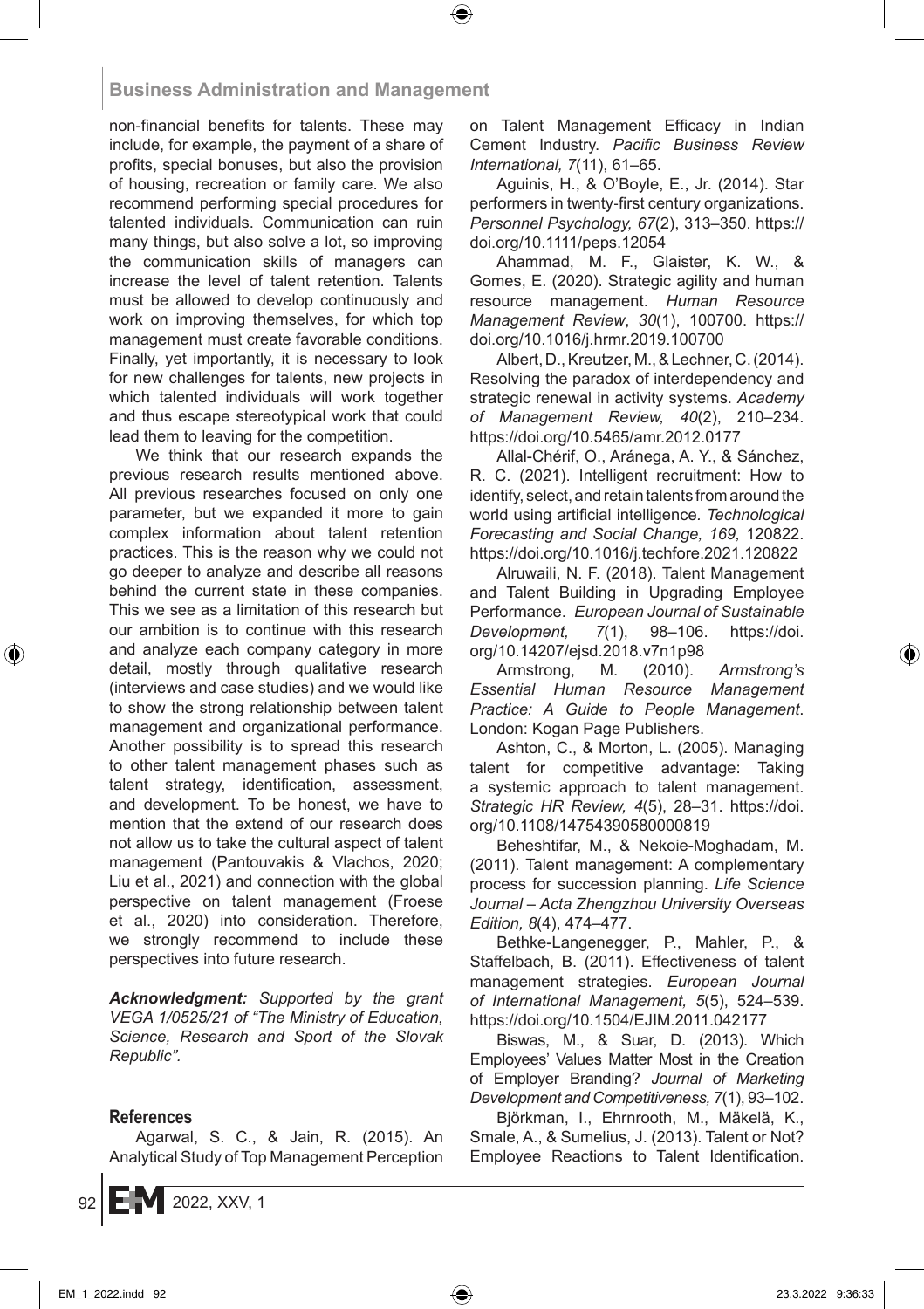non-financial benefits for talents. These may include, for example, the payment of a share of profits, special bonuses, but also the provision of housing, recreation or family care. We also recommend performing special procedures for talented individuals. Communication can ruin many things, but also solve a lot, so improving the communication skills of managers can increase the level of talent retention. Talents must be allowed to develop continuously and work on improving themselves, for which top management must create favorable conditions. Finally, yet importantly, it is necessary to look for new challenges for talents, new projects in which talented individuals will work together and thus escape stereotypical work that could lead them to leaving for the competition.

We think that our research expands the previous research results mentioned above. All previous researches focused on only one parameter, but we expanded it more to gain complex information about talent retention practices. This is the reason why we could not go deeper to analyze and describe all reasons behind the current state in these companies. This we see as a limitation of this research but our ambition is to continue with this research and analyze each company category in more detail, mostly through qualitative research (interviews and case studies) and we would like to show the strong relationship between talent management and organizational performance. Another possibility is to spread this research to other talent management phases such as talent strategy, identification, assessment, and development. To be honest, we have to mention that the extend of our research does not allow us to take the cultural aspect of talent management (Pantouvakis & Vlachos, 2020; Liu et al., 2021) and connection with the global perspective on talent management (Froese et al., 2020) into consideration. Therefore, we strongly recommend to include these perspectives into future research.

***Acknowledgment:*** *Supported by the grant VEGA 1/0525/21 of "The Ministry of Education, Science, Research and Sport of the Slovak Republic".*

## References

Agarwal, S. C., & Jain, R. (2015). An Analytical Study of Top Management Perception on Talent Management Efficacy in Indian Cement Industry. *Pacific Business Review International, 7*(11), 61–65.

Aguinis, H., & O'Boyle, E., Jr. (2014). Star performers in twenty-first century organizations. *Personnel Psychology, 67*(2), 313–350. https://doi.org/10.1111/peps.12054

Ahammad, M. F., Glaister, K. W., & Gomes, E. (2020). Strategic agility and human resource management. *Human Resource Management Review*, *30*(1), 100700. https://doi.org/10.1016/j.hrmr.2019.100700

Albert, D., Kreutzer, M., & Lechner, C. (2014). Resolving the paradox of interdependency and strategic renewal in activity systems. *Academy of Management Review, 40*(2), 210–234. https://doi.org/10.5465/amr.2012.0177

Allal-Chérif, O., Aránega, A. Y., & Sánchez, R. C. (2021). Intelligent recruitment: How to identify, select, and retain talents from around the world using artificial intelligence. *Technological Forecasting and Social Change, 169,* 120822. https://doi.org/10.1016/j.techfore.2021.120822

Alruwaili, N. F. (2018). Talent Management and Talent Building in Upgrading Employee Performance. *European Journal of Sustainable Development, 7*(1), 98–106. https://doi.org/10.14207/ejsd.2018.v7n1p98

Armstrong, M. (2010). *Armstrong's Essential Human Resource Management Practice: A Guide to People Management.* London: Kogan Page Publishers.

Ashton, C., & Morton, L. (2005). Managing talent for competitive advantage: Taking a systemic approach to talent management. *Strategic HR Review, 4*(5), 28–31. https://doi.org/10.1108/14754390580000819

Beheshtifar, M., & Nekoie-Moghadam, M. (2011). Talent management: A complementary process for succession planning. *Life Science Journal – Acta Zhengzhou University Overseas Edition, 8*(4), 474–477.

Bethke-Langenegger, P., Mahler, P., & Staffelbach, B. (2011). Effectiveness of talent management strategies. *European Journal of International Management, 5*(5), 524–539. https://doi.org/10.1504/EJIM.2011.042177

Biswas, M., & Suar, D. (2013). Which Employees' Values Matter Most in the Creation of Employer Branding? *Journal of Marketing Development and Competitiveness, 7*(1), 93–102.

Björkman, I., Ehrnrooth, M., Mäkelä, K., Smale, A., & Sumelius, J. (2013). Talent or Not? Employee Reactions to Talent Identification.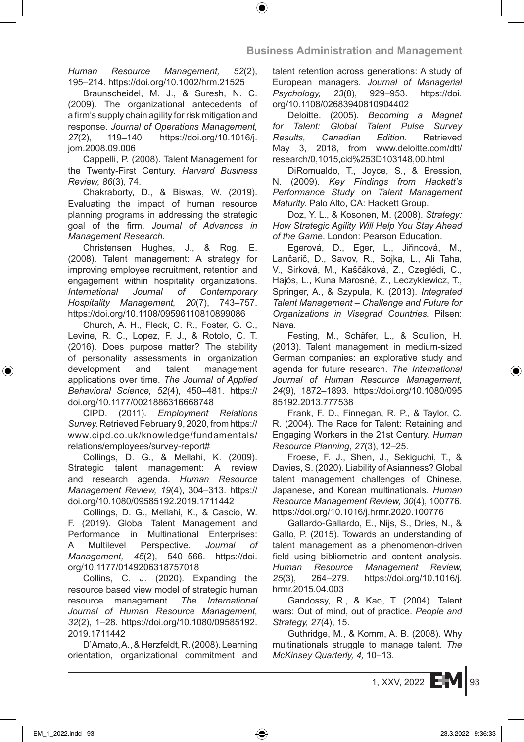*Human Resource Management, 52*(2), 195–214. https://doi.org/10.1002/hrm.21525

Braunscheidel, M. J., & Suresh, N. C. (2009). The organizational antecedents of a firm's supply chain agility for risk mitigation and response. *Journal of Operations Management, 27*(2), 119–140. https://doi.org/10.1016/j.jom.2008.09.006

Cappelli, P. (2008). Talent Management for the Twenty-First Century. *Harvard Business Review, 86*(3), 74.

Chakraborty, D., & Biswas, W. (2019). Evaluating the impact of human resource planning programs in addressing the strategic goal of the firm. *Journal of Advances in Management Research*.

Christensen Hughes, J., & Rog, E. (2008). Talent management: A strategy for improving employee recruitment, retention and engagement within hospitality organizations. *International Journal of Contemporary Hospitality Management, 20*(7), 743–757. https://doi.org/10.1108/09596110810899086

Church, A. H., Fleck, C. R., Foster, G. C., Levine, R. C., Lopez, F. J., & Rotolo, C. T. (2016). Does purpose matter? The stability of personality assessments in organization development and talent management applications over time. *The Journal of Applied Behavioral Science, 52*(4), 450–481. https://doi.org/10.1177/0021886316668748

CIPD. (2011). *Employment Relations Survey.* Retrieved February 9, 2020, from https://www.cipd.co.uk/knowledge/fundamentals/relations/employees/survey-report#

Collings, D. G., & Mellahi, K. (2009). Strategic talent management: A review and research agenda. *Human Resource Management Review, 19*(4), 304–313. https://doi.org/10.1080/09585192.2019.1711442

Collings, D. G., Mellahi, K., & Cascio, W. F. (2019). Global Talent Management and Performance in Multinational Enterprises: A Multilevel Perspective. *Journal of Management, 45*(2), 540–566. https://doi.org/10.1177/0149206318757018

Collins, C. J. (2020). Expanding the resource based view model of strategic human resource management. *The International Journal of Human Resource Management, 32*(2), 1–28. https://doi.org/10.1080/09585192.2019.1711442

D'Amato, A., & Herzfeldt, R. (2008). Learning orientation, organizational commitment and talent retention across generations: A study of European managers. *Journal of Managerial Psychology, 23*(8), 929–953. https://doi.org/10.1108/02683940810904402

Deloitte. (2005). *Becoming a Magnet for Talent: Global Talent Pulse Survey Results, Canadian Edition.* Retrieved May 3, 2018, from www.deloitte.com/dtt/research/0,1015,cid%253D103148,00.html

DiRomualdo, T., Joyce, S., & Bression, N. (2009). *Key Findings from Hackett's Performance Study on Talent Management Maturity.* Palo Alto, CA: Hackett Group.

Doz, Y. L., & Kosonen, M. (2008). *Strategy: How Strategic Agility Will Help You Stay Ahead of the Game*. London: Pearson Education.

Egerová, D., Eger, L., Jiřincová, M., Lančarič, D., Savov, R., Sojka, L., Ali Taha, V., Sirková, M., Kaščáková, Z., Czeglédi, C., Hajós, L., Kuna Marosné, Z., Leczykiewicz, T., Springer, A., & Szypula, K. (2013). *Integrated Talent Management – Challenge and Future for Organizations in Visegrad Countries.* Pilsen: Nava.

Festing, M., Schäfer, L., & Scullion, H. (2013). Talent management in medium-sized German companies: an explorative study and agenda for future research. *The International Journal of Human Resource Management, 24*(9), 1872–1893. https://doi.org/10.1080/09585192.2013.777538

Frank, F. D., Finnegan, R. P., & Taylor, C. R. (2004). The Race for Talent: Retaining and Engaging Workers in the 21st Century. *Human Resource Planning*, *27*(3), 12–25.

Froese, F. J., Shen, J., Sekiguchi, T., & Davies, S. (2020). Liability of Asianness? Global talent management challenges of Chinese, Japanese, and Korean multinationals. *Human Resource Management Review, 30*(4), 100776. https://doi.org/10.1016/j.hrmr.2020.100776

Gallardo-Gallardo, E., Nijs, S., Dries, N., & Gallo, P. (2015). Towards an understanding of talent management as a phenomenon-driven field using bibliometric and content analysis. *Human Resource Management Review, 25*(3), 264–279. https://doi.org/10.1016/j.hrmr.2015.04.003

Gandossy, R., & Kao, T. (2004). Talent wars: Out of mind, out of practice. *People and Strategy, 27*(4), 15.

Guthridge, M., & Komm, A. B. (2008). Why multinationals struggle to manage talent. *The McKinsey Quarterly, 4,* 10–13.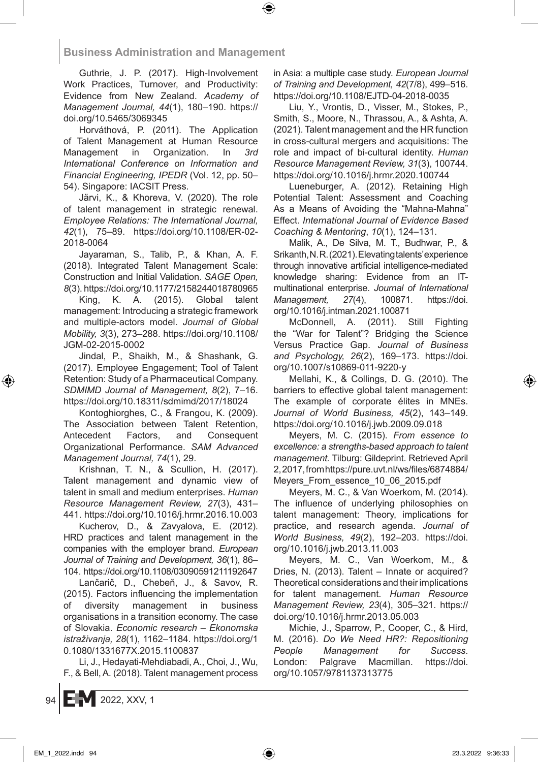Guthrie, J. P. (2017). High-Involvement Work Practices, Turnover, and Productivity: Evidence from New Zealand. *Academy of Management Journal, 44*(1), 180–190. https://doi.org/10.5465/3069345

Horváthová, P. (2011). The Application of Talent Management at Human Resource Management in Organization. In *3rd International Conference on Information and Financial Engineering, IPEDR* (Vol. 12, pp. 50–54). Singapore: IACSIT Press.

Järvi, K., & Khoreva, V. (2020). The role of talent management in strategic renewal. *Employee Relations: The International Journal, 42*(1), 75–89. https://doi.org/10.1108/ER-02-2018-0064

Jayaraman, S., Talib, P., & Khan, A. F. (2018). Integrated Talent Management Scale: Construction and Initial Validation. *SAGE Open, 8*(3). https://doi.org/10.1177/2158244018780965

King, K. A. (2015). Global talent management: Introducing a strategic framework and multiple-actors model. *Journal of Global Mobility, 3*(3), 273–288. https://doi.org/10.1108/JGM-02-2015-0002

Jindal, P., Shaikh, M., & Shashank, G. (2017). Employee Engagement; Tool of Talent Retention: Study of a Pharmaceutical Company. *SDMIMD Journal of Management, 8*(2), 7–16. https://doi.org/10.18311/sdmimd/2017/18024

Kontoghiorghes, C., & Frangou, K. (2009). The Association between Talent Retention, Antecedent Factors, and Consequent Organizational Performance. *SAM Advanced Management Journal, 74*(1), 29.

Krishnan, T. N., & Scullion, H. (2017). Talent management and dynamic view of talent in small and medium enterprises. *Human Resource Management Review, 27*(3), 431–441. https://doi.org/10.1016/j.hrmr.2016.10.003

Kucherov, D., & Zavyalova, E. (2012). HRD practices and talent management in the companies with the employer brand. *European Journal of Training and Development, 36*(1), 86–104. https://doi.org/10.1108/03090591211192647

Lančarič, D., Chebeň, J., & Savov, R. (2015). Factors influencing the implementation of diversity management in business organisations in a transition economy. The case of Slovakia. *Economic research – Ekonomska istraživanja, 28*(1), 1162–1184. https://doi.org/10.1080/1331677X.2015.1100837

Li, J., Hedayati-Mehdiabadi, A., Choi, J., Wu, F., & Bell, A. (2018). Talent management process in Asia: a multiple case study. *European Journal of Training and Development, 42*(7/8), 499–516. https://doi.org/10.1108/EJTD-04-2018-0035

Liu, Y., Vrontis, D., Visser, M., Stokes, P., Smith, S., Moore, N., Thrassou, A., & Ashta, A. (2021). Talent management and the HR function in cross-cultural mergers and acquisitions: The role and impact of bi-cultural identity. *Human Resource Management Review, 31*(3), 100744. https://doi.org/10.1016/j.hrmr.2020.100744

Lueneburger, A. (2012). Retaining High Potential Talent: Assessment and Coaching As a Means of Avoiding the "Mahna-Mahna" Effect. *International Journal of Evidence Based Coaching & Mentoring*, *10*(1), 124–131.

Malik, A., De Silva, M. T., Budhwar, P., & Srikanth, N. R. (2021). Elevating talents' experience through innovative artificial intelligence-mediated knowledge sharing: Evidence from an IT-multinational enterprise. *Journal of International Management, 27*(4), 100871. https://doi.org/10.1016/j.intman.2021.100871

McDonnell, A. (2011). Still Fighting the "War for Talent"? Bridging the Science Versus Practice Gap. *Journal of Business and Psychology, 26*(2), 169–173. https://doi.org/10.1007/s10869-011-9220-y

Mellahi, K., & Collings, D. G. (2010). The barriers to effective global talent management: The example of corporate élites in MNEs. *Journal of World Business, 45*(2), 143–149. https://doi.org/10.1016/j.jwb.2009.09.018

Meyers, M. C. (2015). *From essence to excellence: a strengths-based approach to talent management.* Tilburg: Gildeprint. Retrieved April 2, 2017, from https://pure.uvt.nl/ws/files/6874884/Meyers_From_essence_10_06_2015.pdf

Meyers, M. C., & Van Woerkom, M. (2014). The influence of underlying philosophies on talent management: Theory, implications for practice, and research agenda. *Journal of World Business, 49*(2), 192–203. https://doi.org/10.1016/j.jwb.2013.11.003

Meyers, M. C., Van Woerkom, M., & Dries, N. (2013). Talent – Innate or acquired? Theoretical considerations and their implications for talent management. *Human Resource Management Review, 23*(4), 305–321. https://doi.org/10.1016/j.hrmr.2013.05.003

Michie, J., Sparrow, P., Cooper, C., & Hird, M. (2016). *Do We Need HR?: Repositioning People Management for Success*. London: Palgrave Macmillan. https://doi.org/10.1057/9781137313775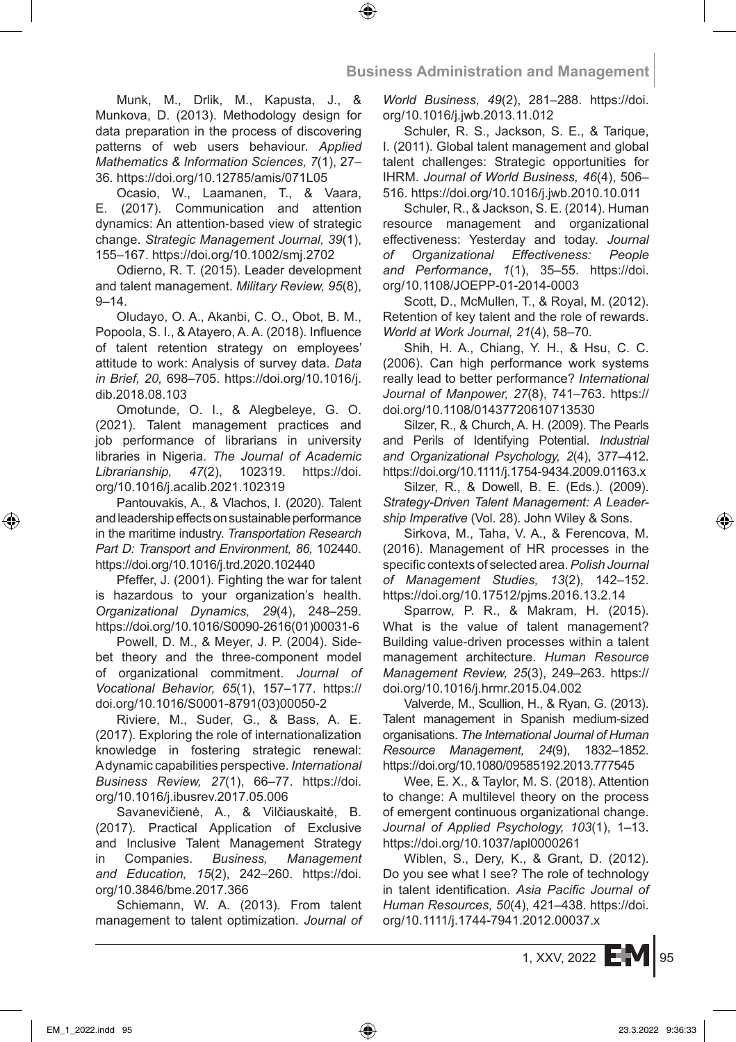Munk, M., Drlik, M., Kapusta, J., & Munkova, D. (2013). Methodology design for data preparation in the process of discovering patterns of web users behaviour. *Applied Mathematics & Information Sciences, 7*(1), 27–36. https://doi.org/10.12785/amis/071L05

Ocasio, W., Laamanen, T., & Vaara, E. (2017). Communication and attention dynamics: An attention-based view of strategic change. *Strategic Management Journal, 39*(1), 155–167. https://doi.org/10.1002/smj.2702

Odierno, R. T. (2015). Leader development and talent management. *Military Review, 95*(8), 9–14.

Oludayo, O. A., Akanbi, C. O., Obot, B. M., Popoola, S. I., & Atayero, A. A. (2018). Influence of talent retention strategy on employees' attitude to work: Analysis of survey data. *Data in Brief, 20,* 698–705. https://doi.org/10.1016/j.dib.2018.08.103

Omotunde, O. I., & Alegbeleye, G. O. (2021). Talent management practices and job performance of librarians in university libraries in Nigeria. *The Journal of Academic Librarianship, 47*(2), 102319. https://doi.org/10.1016/j.acalib.2021.102319

Pantouvakis, A., & Vlachos, I. (2020). Talent and leadership effects on sustainable performance in the maritime industry. *Transportation Research Part D: Transport and Environment, 86,* 102440. https://doi.org/10.1016/j.trd.2020.102440

Pfeffer, J. (2001). Fighting the war for talent is hazardous to your organization's health. *Organizational Dynamics, 29*(4), 248–259. https://doi.org/10.1016/S0090-2616(01)00031-6

Powell, D. M., & Meyer, J. P. (2004). Side-bet theory and the three-component model of organizational commitment. *Journal of Vocational Behavior, 65*(1), 157–177. https://doi.org/10.1016/S0001-8791(03)00050-2

Riviere, M., Suder, G., & Bass, A. E. (2017). Exploring the role of internationalization knowledge in fostering strategic renewal: A dynamic capabilities perspective. *International Business Review, 27*(1), 66–77. https://doi.org/10.1016/j.ibusrev.2017.05.006

Savanevičienė, A., & Vilčiauskaitė, B. (2017). Practical Application of Exclusive and Inclusive Talent Management Strategy in Companies. *Business, Management and Education, 15*(2), 242–260. https://doi.org/10.3846/bme.2017.366

Schiemann, W. A. (2013). From talent management to talent optimization. *Journal of World Business, 49*(2), 281–288. https://doi.org/10.1016/j.jwb.2013.11.012

Schuler, R. S., Jackson, S. E., & Tarique, I. (2011). Global talent management and global talent challenges: Strategic opportunities for IHRM. *Journal of World Business, 46*(4), 506–516. https://doi.org/10.1016/j.jwb.2010.10.011

Schuler, R., & Jackson, S. E. (2014). Human resource management and organizational effectiveness: Yesterday and today. *Journal of Organizational Effectiveness: People and Performance*, *1*(1), 35–55. https://doi.org/10.1108/JOEPP-01-2014-0003

Scott, D., McMullen, T., & Royal, M. (2012). Retention of key talent and the role of rewards. *World at Work Journal, 21*(4), 58–70.

Shih, H. A., Chiang, Y. H., & Hsu, C. C. (2006). Can high performance work systems really lead to better performance? *International Journal of Manpower, 27*(8), 741–763. https://doi.org/10.1108/01437720610713530

Silzer, R., & Church, A. H. (2009). The Pearls and Perils of Identifying Potential. *Industrial and Organizational Psychology, 2*(4), 377–412. https://doi.org/10.1111/j.1754-9434.2009.01163.x

Silzer, R., & Dowell, B. E. (Eds.). (2009). *Strategy-Driven Talent Management: A Leadership Imperative* (Vol. 28). John Wiley & Sons.

Sirkova, M., Taha, V. A., & Ferencova, M. (2016). Management of HR processes in the specific contexts of selected area. *Polish Journal of Management Studies, 13*(2), 142–152. https://doi.org/10.17512/pjms.2016.13.2.14

Sparrow, P. R., & Makram, H. (2015). What is the value of talent management? Building value-driven processes within a talent management architecture. *Human Resource Management Review, 25*(3), 249–263. https://doi.org/10.1016/j.hrmr.2015.04.002

Valverde, M., Scullion, H., & Ryan, G. (2013). Talent management in Spanish medium-sized organisations. *The International Journal of Human Resource Management, 24*(9), 1832–1852. https://doi.org/10.1080/09585192.2013.777545

Wee, E. X., & Taylor, M. S. (2018). Attention to change: A multilevel theory on the process of emergent continuous organizational change. *Journal of Applied Psychology, 103*(1), 1–13. https://doi.org/10.1037/apl0000261

Wiblen, S., Dery, K., & Grant, D. (2012). Do you see what I see? The role of technology in talent identification. *Asia Pacific Journal of Human Resources, 50*(4), 421–438. https://doi.org/10.1111/j.1744-7941.2012.00037.x